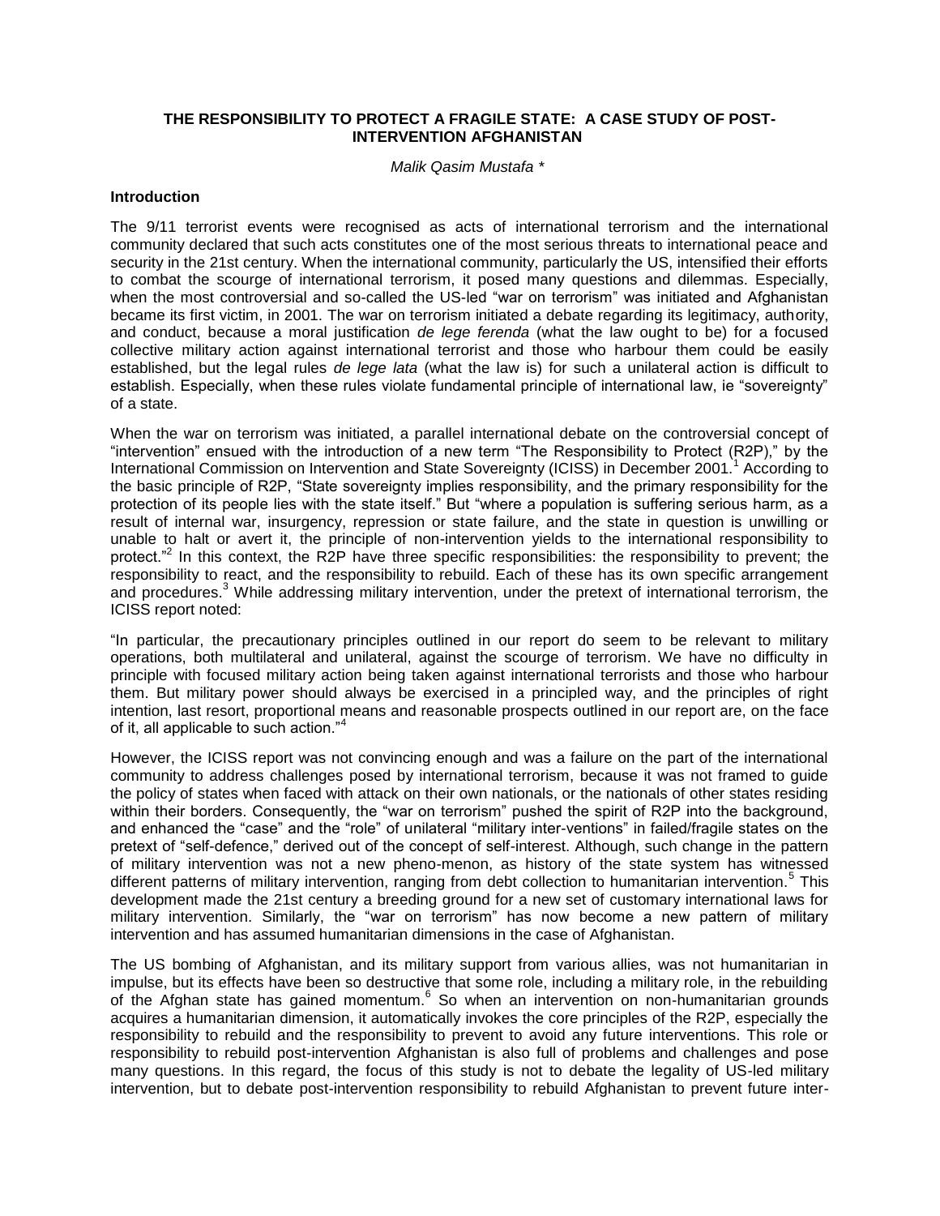# THE RESPONSIBILITY TO PROTECT A FRAGILE STATE: A CASE STUDY OF POST-INTERVENTION AFGHANISTAN

*Malik Qasim Mustafa \**

## Introduction

The 9/11 terrorist events were recognised as acts of international terrorism and the international community declared that such acts constitutes one of the most serious threats to international peace and security in the 21st century. When the international community, particularly the US, intensified their efforts to combat the scourge of international terrorism, it posed many questions and dilemmas. Especially, when the most controversial and so-called the US-led "war on terrorism" was initiated and Afghanistan became its first victim, in 2001. The war on terrorism initiated a debate regarding its legitimacy, authority, and conduct, because a moral justification *de lege ferenda* (what the law ought to be) for a focused collective military action against international terrorist and those who harbour them could be easily established, but the legal rules *de lege lata* (what the law is) for such a unilateral action is difficult to establish. Especially, when these rules violate fundamental principle of international law, ie "sovereignty" of a state.

When the war on terrorism was initiated, a parallel international debate on the controversial concept of "intervention" ensued with the introduction of a new term "The Responsibility to Protect (R2P)," by the International Commission on Intervention and State Sovereignty (ICISS) in December 2001.[1] According to the basic principle of R2P, "State sovereignty implies responsibility, and the primary responsibility for the protection of its people lies with the state itself." But "where a population is suffering serious harm, as a result of internal war, insurgency, repression or state failure, and the state in question is unwilling or unable to halt or avert it, the principle of non-intervention yields to the international responsibility to protect."[2] In this context, the R2P have three specific responsibilities: the responsibility to prevent; the responsibility to react, and the responsibility to rebuild. Each of these has its own specific arrangement and procedures.[3] While addressing military intervention, under the pretext of international terrorism, the ICISS report noted:

"In particular, the precautionary principles outlined in our report do seem to be relevant to military operations, both multilateral and unilateral, against the scourge of terrorism. We have no difficulty in principle with focused military action being taken against international terrorists and those who harbour them. But military power should always be exercised in a principled way, and the principles of right intention, last resort, proportional means and reasonable prospects outlined in our report are, on the face of it, all applicable to such action."[4]

However, the ICISS report was not convincing enough and was a failure on the part of the international community to address challenges posed by international terrorism, because it was not framed to guide the policy of states when faced with attack on their own nationals, or the nationals of other states residing within their borders. Consequently, the "war on terrorism" pushed the spirit of R2P into the background, and enhanced the "case" and the "role" of unilateral "military inter-ventions" in failed/fragile states on the pretext of "self-defence," derived out of the concept of self-interest. Although, such change in the pattern of military intervention was not a new pheno-menon, as history of the state system has witnessed different patterns of military intervention, ranging from debt collection to humanitarian intervention.[5] This development made the 21st century a breeding ground for a new set of customary international laws for military intervention. Similarly, the "war on terrorism" has now become a new pattern of military intervention and has assumed humanitarian dimensions in the case of Afghanistan.

The US bombing of Afghanistan, and its military support from various allies, was not humanitarian in impulse, but its effects have been so destructive that some role, including a military role, in the rebuilding of the Afghan state has gained momentum.[6] So when an intervention on non-humanitarian grounds acquires a humanitarian dimension, it automatically invokes the core principles of the R2P, especially the responsibility to rebuild and the responsibility to prevent to avoid any future interventions. This role or responsibility to rebuild post-intervention Afghanistan is also full of problems and challenges and pose many questions. In this regard, the focus of this study is not to debate the legality of US-led military intervention, but to debate post-intervention responsibility to rebuild Afghanistan to prevent future inter-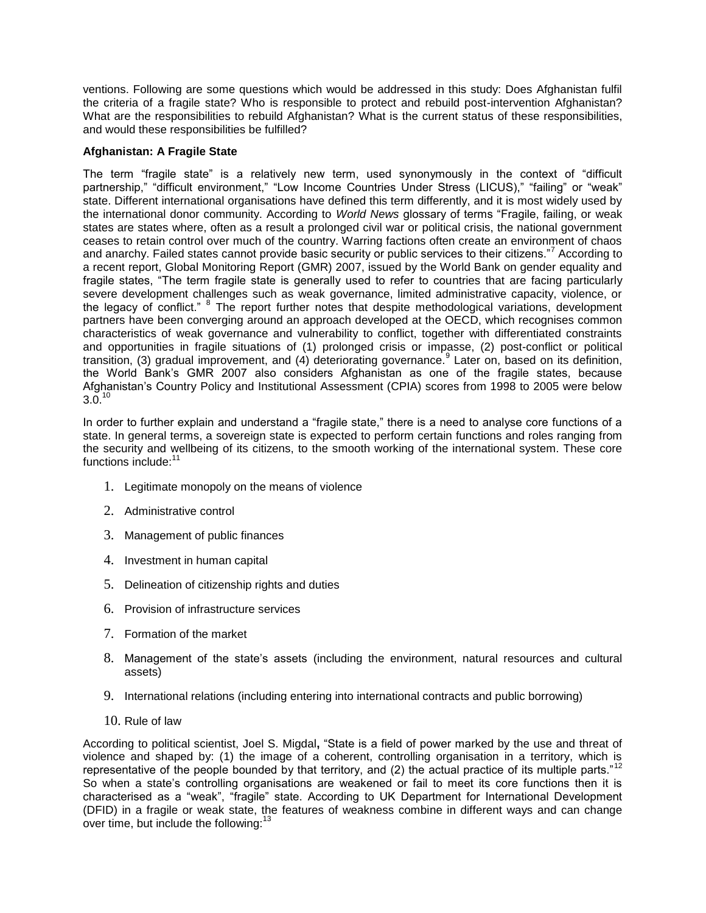ventions. Following are some questions which would be addressed in this study: Does Afghanistan fulfil the criteria of a fragile state? Who is responsible to protect and rebuild post-intervention Afghanistan? What are the responsibilities to rebuild Afghanistan? What is the current status of these responsibilities, and would these responsibilities be fulfilled?

**Afghanistan: A Fragile State**

The term "fragile state" is a relatively new term, used synonymously in the context of "difficult partnership," "difficult environment," "Low Income Countries Under Stress (LICUS)," "failing" or "weak" state. Different international organisations have defined this term differently, and it is most widely used by the international donor community. According to *World News* glossary of terms "Fragile, failing, or weak states are states where, often as a result a prolonged civil war or political crisis, the national government ceases to retain control over much of the country. Warring factions often create an environment of chaos and anarchy. Failed states cannot provide basic security or public services to their citizens."[7] According to a recent report, Global Monitoring Report (GMR) 2007, issued by the World Bank on gender equality and fragile states, "The term fragile state is generally used to refer to countries that are facing particularly severe development challenges such as weak governance, limited administrative capacity, violence, or the legacy of conflict." [8] The report further notes that despite methodological variations, development partners have been converging around an approach developed at the OECD, which recognises common characteristics of weak governance and vulnerability to conflict, together with differentiated constraints and opportunities in fragile situations of (1) prolonged crisis or impasse, (2) post-conflict or political transition, (3) gradual improvement, and (4) deteriorating governance.[9] Later on, based on its definition, the World Bank's GMR 2007 also considers Afghanistan as one of the fragile states, because Afghanistan's Country Policy and Institutional Assessment (CPIA) scores from 1998 to 2005 were below 3.0.[10]

In order to further explain and understand a "fragile state," there is a need to analyse core functions of a state. In general terms, a sovereign state is expected to perform certain functions and roles ranging from the security and wellbeing of its citizens, to the smooth working of the international system. These core functions include:[11]

1. Legitimate monopoly on the means of violence
2. Administrative control
3. Management of public finances
4. Investment in human capital
5. Delineation of citizenship rights and duties
6. Provision of infrastructure services
7. Formation of the market
8. Management of the state's assets (including the environment, natural resources and cultural assets)
9. International relations (including entering into international contracts and public borrowing)
10. Rule of law

According to political scientist, Joel S. Migdal**,** "State is a field of power marked by the use and threat of violence and shaped by: (1) the image of a coherent, controlling organisation in a territory, which is representative of the people bounded by that territory, and (2) the actual practice of its multiple parts."[12] So when a state's controlling organisations are weakened or fail to meet its core functions then it is characterised as a "weak", "fragile" state. According to UK Department for International Development (DFID) in a fragile or weak state, the features of weakness combine in different ways and can change over time, but include the following:[13]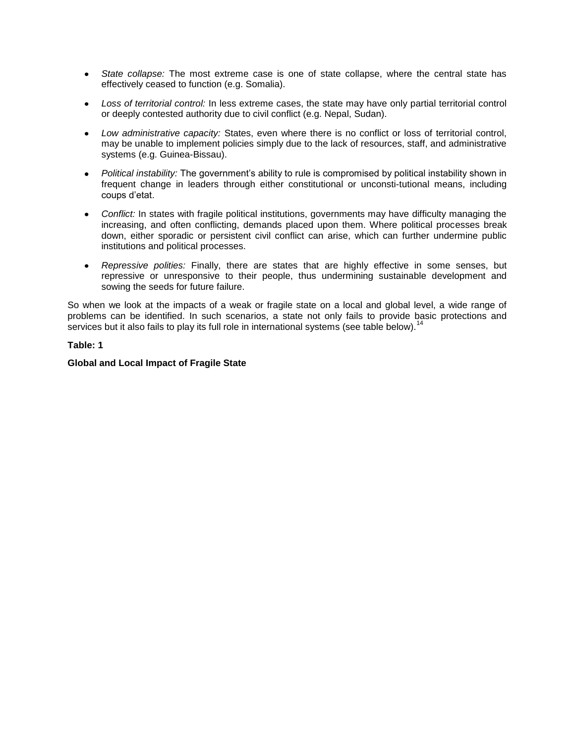- *State collapse:* The most extreme case is one of state collapse, where the central state has effectively ceased to function (e.g. Somalia).

- *Loss of territorial control:* In less extreme cases, the state may have only partial territorial control or deeply contested authority due to civil conflict (e.g. Nepal, Sudan).

- *Low administrative capacity:* States, even where there is no conflict or loss of territorial control, may be unable to implement policies simply due to the lack of resources, staff, and administrative systems (e.g. Guinea-Bissau).

- *Political instability:* The government's ability to rule is compromised by political instability shown in frequent change in leaders through either constitutional or unconsti-tutional means, including coups d'etat.

- *Conflict:* In states with fragile political institutions, governments may have difficulty managing the increasing, and often conflicting, demands placed upon them. Where political processes break down, either sporadic or persistent civil conflict can arise, which can further undermine public institutions and political processes.

- *Repressive polities:* Finally, there are states that are highly effective in some senses, but repressive or unresponsive to their people, thus undermining sustainable development and sowing the seeds for future failure.

So when we look at the impacts of a weak or fragile state on a local and global level, a wide range of problems can be identified. In such scenarios, a state not only fails to provide basic protections and services but it also fails to play its full role in international systems (see table below).[14]

**Table: 1**

**Global and Local Impact of Fragile State**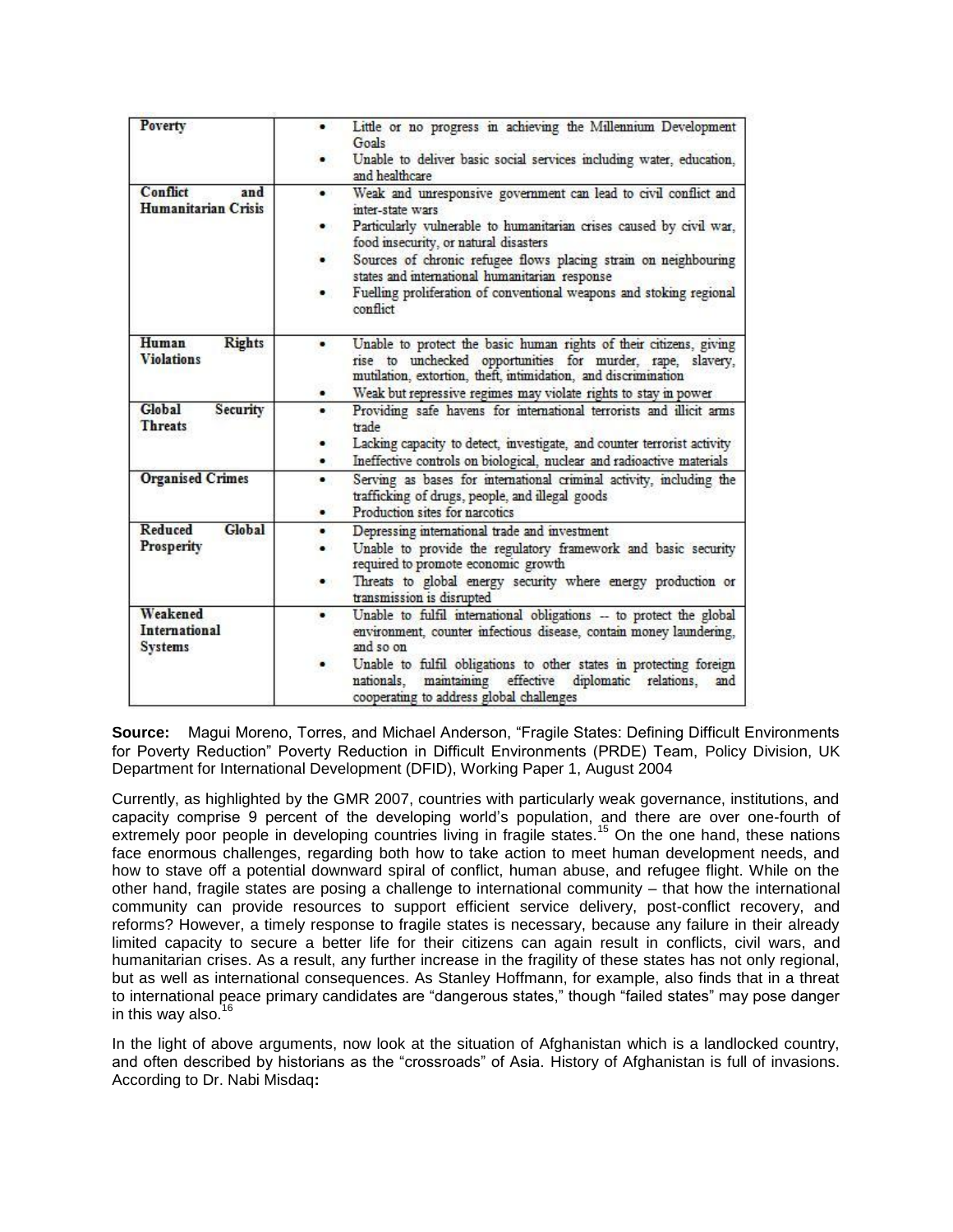| Poverty | • Little or no progress in achieving the Millennium Development Goals<br>• Unable to deliver basic social services including water, education, and healthcare |
|---|---|
| Conflict and Humanitarian Crisis | • Weak and unresponsive government can lead to civil conflict and inter-state wars<br>• Particularly vulnerable to humanitarian crises caused by civil war, food insecurity, or natural disasters<br>• Sources of chronic refugee flows placing strain on neighbouring states and international humanitarian response<br>• Fuelling proliferation of conventional weapons and stoking regional conflict |
| Human Rights Violations | • Unable to protect the basic human rights of their citizens, giving rise to unchecked opportunities for murder, rape, slavery, mutilation, extortion, theft, intimidation, and discrimination<br>• Weak but repressive regimes may violate rights to stay in power |
| Global Security Threats | • Providing safe havens for international terrorists and illicit arms trade<br>• Lacking capacity to detect, investigate, and counter terrorist activity<br>• Ineffective controls on biological, nuclear and radioactive materials |
| Organised Crimes | • Serving as bases for international criminal activity, including the trafficking of drugs, people, and illegal goods<br>• Production sites for narcotics |
| Reduced Global Prosperity | • Depressing international trade and investment<br>• Unable to provide the regulatory framework and basic security required to promote economic growth<br>• Threats to global energy security where energy production or transmission is disrupted |
| Weakened International Systems | • Unable to fulfil international obligations -- to protect the global environment, counter infectious disease, contain money laundering, and so on<br>• Unable to fulfil obligations to other states in protecting foreign nationals, maintaining effective diplomatic relations, and cooperating to address global challenges |

**Source:** Magui Moreno, Torres, and Michael Anderson, "Fragile States: Defining Difficult Environments for Poverty Reduction" Poverty Reduction in Difficult Environments (PRDE) Team, Policy Division, UK Department for International Development (DFID), Working Paper 1, August 2004

Currently, as highlighted by the GMR 2007, countries with particularly weak governance, institutions, and capacity comprise 9 percent of the developing world's population, and there are over one-fourth of extremely poor people in developing countries living in fragile states.[15] On the one hand, these nations face enormous challenges, regarding both how to take action to meet human development needs, and how to stave off a potential downward spiral of conflict, human abuse, and refugee flight. While on the other hand, fragile states are posing a challenge to international community – that how the international community can provide resources to support efficient service delivery, post-conflict recovery, and reforms? However, a timely response to fragile states is necessary, because any failure in their already limited capacity to secure a better life for their citizens can again result in conflicts, civil wars, and humanitarian crises. As a result, any further increase in the fragility of these states has not only regional, but as well as international consequences. As Stanley Hoffmann, for example, also finds that in a threat to international peace primary candidates are "dangerous states," though "failed states" may pose danger in this way also.[16]

In the light of above arguments, now look at the situation of Afghanistan which is a landlocked country, and often described by historians as the "crossroads" of Asia. History of Afghanistan is full of invasions. According to Dr. Nabi Misdaq**:**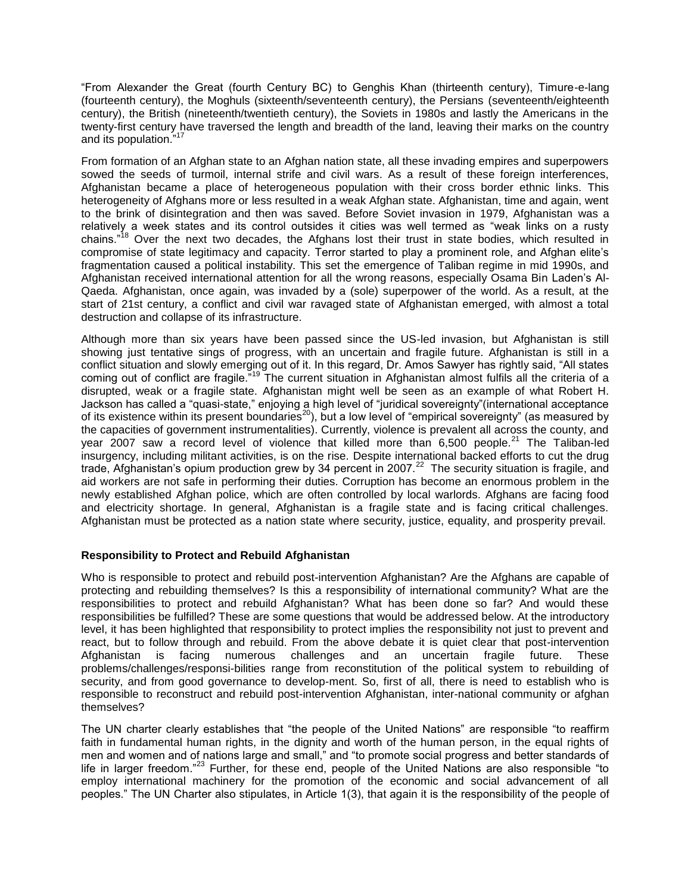"From Alexander the Great (fourth Century BC) to Genghis Khan (thirteenth century), Timure-e-lang (fourteenth century), the Moghuls (sixteenth/seventeenth century), the Persians (seventeenth/eighteenth century), the British (nineteenth/twentieth century), the Soviets in 1980s and lastly the Americans in the twenty-first century have traversed the length and breadth of the land, leaving their marks on the country and its population."[17]

From formation of an Afghan state to an Afghan nation state, all these invading empires and superpowers sowed the seeds of turmoil, internal strife and civil wars. As a result of these foreign interferences, Afghanistan became a place of heterogeneous population with their cross border ethnic links. This heterogeneity of Afghans more or less resulted in a weak Afghan state. Afghanistan, time and again, went to the brink of disintegration and then was saved. Before Soviet invasion in 1979, Afghanistan was a relatively a week states and its control outsides it cities was well termed as "weak links on a rusty chains."[18] Over the next two decades, the Afghans lost their trust in state bodies, which resulted in compromise of state legitimacy and capacity. Terror started to play a prominent role, and Afghan elite's fragmentation caused a political instability. This set the emergence of Taliban regime in mid 1990s, and Afghanistan received international attention for all the wrong reasons, especially Osama Bin Laden's Al-Qaeda. Afghanistan, once again, was invaded by a (sole) superpower of the world. As a result, at the start of 21st century, a conflict and civil war ravaged state of Afghanistan emerged, with almost a total destruction and collapse of its infrastructure.

Although more than six years have been passed since the US-led invasion, but Afghanistan is still showing just tentative sings of progress, with an uncertain and fragile future. Afghanistan is still in a conflict situation and slowly emerging out of it. In this regard, Dr. Amos Sawyer has rightly said, "All states coming out of conflict are fragile."[19] The current situation in Afghanistan almost fulfils all the criteria of a disrupted, weak or a fragile state. Afghanistan might well be seen as an example of what Robert H. Jackson has called a "quasi-state," enjoying a high level of "juridical sovereignty"(international acceptance of its existence within its present boundaries[20]), but a low level of "empirical sovereignty" (as measured by the capacities of government instrumentalities). Currently, violence is prevalent all across the county, and year 2007 saw a record level of violence that killed more than 6,500 people.[21] The Taliban-led insurgency, including militant activities, is on the rise. Despite international backed efforts to cut the drug trade, Afghanistan's opium production grew by 34 percent in 2007.[22] The security situation is fragile, and aid workers are not safe in performing their duties. Corruption has become an enormous problem in the newly established Afghan police, which are often controlled by local warlords. Afghans are facing food and electricity shortage. In general, Afghanistan is a fragile state and is facing critical challenges. Afghanistan must be protected as a nation state where security, justice, equality, and prosperity prevail.

### Responsibility to Protect and Rebuild Afghanistan

Who is responsible to protect and rebuild post-intervention Afghanistan? Are the Afghans are capable of protecting and rebuilding themselves? Is this a responsibility of international community? What are the responsibilities to protect and rebuild Afghanistan? What has been done so far? And would these responsibilities be fulfilled? These are some questions that would be addressed below. At the introductory level, it has been highlighted that responsibility to protect implies the responsibility not just to prevent and react, but to follow through and rebuild. From the above debate it is quiet clear that post-intervention Afghanistan is facing numerous challenges and an uncertain fragile future. These problems/challenges/responsi-bilities range from reconstitution of the political system to rebuilding of security, and from good governance to develop-ment. So, first of all, there is need to establish who is responsible to reconstruct and rebuild post-intervention Afghanistan, inter-national community or afghan themselves?

The UN charter clearly establishes that "the people of the United Nations" are responsible "to reaffirm faith in fundamental human rights, in the dignity and worth of the human person, in the equal rights of men and women and of nations large and small," and "to promote social progress and better standards of life in larger freedom."[23] Further, for these end, people of the United Nations are also responsible "to employ international machinery for the promotion of the economic and social advancement of all peoples." The UN Charter also stipulates, in Article 1(3), that again it is the responsibility of the people of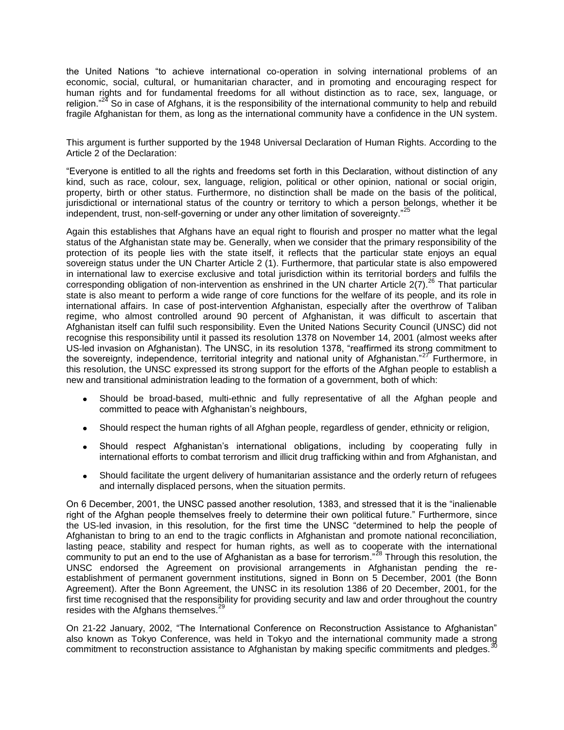the United Nations "to achieve international co-operation in solving international problems of an economic, social, cultural, or humanitarian character, and in promoting and encouraging respect for human rights and for fundamental freedoms for all without distinction as to race, sex, language, or religion."[24] So in case of Afghans, it is the responsibility of the international community to help and rebuild fragile Afghanistan for them, as long as the international community have a confidence in the UN system.

This argument is further supported by the 1948 Universal Declaration of Human Rights. According to the Article 2 of the Declaration:

"Everyone is entitled to all the rights and freedoms set forth in this Declaration, without distinction of any kind, such as race, colour, sex, language, religion, political or other opinion, national or social origin, property, birth or other status. Furthermore, no distinction shall be made on the basis of the political, jurisdictional or international status of the country or territory to which a person belongs, whether it be independent, trust, non-self-governing or under any other limitation of sovereignty."[25]

Again this establishes that Afghans have an equal right to flourish and prosper no matter what the legal status of the Afghanistan state may be. Generally, when we consider that the primary responsibility of the protection of its people lies with the state itself, it reflects that the particular state enjoys an equal sovereign status under the UN Charter Article 2 (1). Furthermore, that particular state is also empowered in international law to exercise exclusive and total jurisdiction within its territorial borders and fulfils the corresponding obligation of non-intervention as enshrined in the UN charter Article 2(7).[26] That particular state is also meant to perform a wide range of core functions for the welfare of its people, and its role in international affairs. In case of post-intervention Afghanistan, especially after the overthrow of Taliban regime, who almost controlled around 90 percent of Afghanistan, it was difficult to ascertain that Afghanistan itself can fulfil such responsibility. Even the United Nations Security Council (UNSC) did not recognise this responsibility until it passed its resolution 1378 on November 14, 2001 (almost weeks after US-led invasion on Afghanistan). The UNSC, in its resolution 1378, "reaffirmed its strong commitment to the sovereignty, independence, territorial integrity and national unity of Afghanistan."[27] Furthermore, in this resolution, the UNSC expressed its strong support for the efforts of the Afghan people to establish a new and transitional administration leading to the formation of a government, both of which:

- Should be broad-based, multi-ethnic and fully representative of all the Afghan people and committed to peace with Afghanistan's neighbours,
- Should respect the human rights of all Afghan people, regardless of gender, ethnicity or religion,
- Should respect Afghanistan's international obligations, including by cooperating fully in international efforts to combat terrorism and illicit drug trafficking within and from Afghanistan, and
- Should facilitate the urgent delivery of humanitarian assistance and the orderly return of refugees and internally displaced persons, when the situation permits.

On 6 December, 2001, the UNSC passed another resolution, 1383, and stressed that it is the "inalienable right of the Afghan people themselves freely to determine their own political future." Furthermore, since the US-led invasion, in this resolution, for the first time the UNSC "determined to help the people of Afghanistan to bring to an end to the tragic conflicts in Afghanistan and promote national reconciliation, lasting peace, stability and respect for human rights, as well as to cooperate with the international community to put an end to the use of Afghanistan as a base for terrorism."[28] Through this resolution, the UNSC endorsed the Agreement on provisional arrangements in Afghanistan pending the re-establishment of permanent government institutions, signed in Bonn on 5 December, 2001 (the Bonn Agreement). After the Bonn Agreement, the UNSC in its resolution 1386 of 20 December, 2001, for the first time recognised that the responsibility for providing security and law and order throughout the country resides with the Afghans themselves.[29]

On 21-22 January, 2002, "The International Conference on Reconstruction Assistance to Afghanistan" also known as Tokyo Conference, was held in Tokyo and the international community made a strong commitment to reconstruction assistance to Afghanistan by making specific commitments and pledges.[30]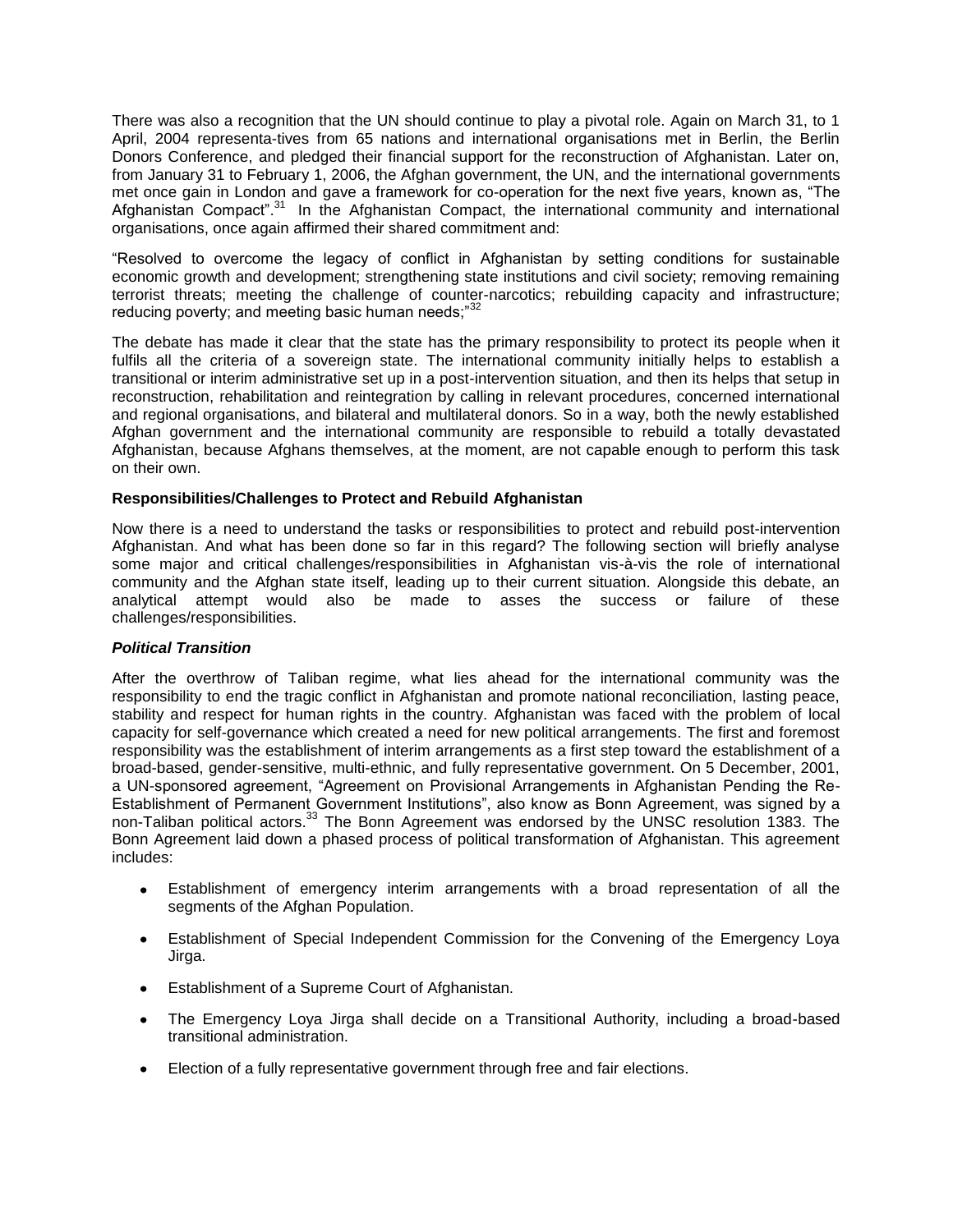There was also a recognition that the UN should continue to play a pivotal role. Again on March 31, to 1 April, 2004 representa-tives from 65 nations and international organisations met in Berlin, the Berlin Donors Conference, and pledged their financial support for the reconstruction of Afghanistan. Later on, from January 31 to February 1, 2006, the Afghan government, the UN, and the international governments met once gain in London and gave a framework for co-operation for the next five years, known as, "The Afghanistan Compact".[31] In the Afghanistan Compact, the international community and international organisations, once again affirmed their shared commitment and:

"Resolved to overcome the legacy of conflict in Afghanistan by setting conditions for sustainable economic growth and development; strengthening state institutions and civil society; removing remaining terrorist threats; meeting the challenge of counter-narcotics; rebuilding capacity and infrastructure; reducing poverty; and meeting basic human needs;"[32]

The debate has made it clear that the state has the primary responsibility to protect its people when it fulfils all the criteria of a sovereign state. The international community initially helps to establish a transitional or interim administrative set up in a post-intervention situation, and then its helps that setup in reconstruction, rehabilitation and reintegration by calling in relevant procedures, concerned international and regional organisations, and bilateral and multilateral donors. So in a way, both the newly established Afghan government and the international community are responsible to rebuild a totally devastated Afghanistan, because Afghans themselves, at the moment, are not capable enough to perform this task on their own.

**Responsibilities/Challenges to Protect and Rebuild Afghanistan**

Now there is a need to understand the tasks or responsibilities to protect and rebuild post-intervention Afghanistan. And what has been done so far in this regard? The following section will briefly analyse some major and critical challenges/responsibilities in Afghanistan vis-à-vis the role of international community and the Afghan state itself, leading up to their current situation. Alongside this debate, an analytical attempt would also be made to asses the success or failure of these challenges/responsibilities.

***Political Transition***

After the overthrow of Taliban regime, what lies ahead for the international community was the responsibility to end the tragic conflict in Afghanistan and promote national reconciliation, lasting peace, stability and respect for human rights in the country. Afghanistan was faced with the problem of local capacity for self-governance which created a need for new political arrangements. The first and foremost responsibility was the establishment of interim arrangements as a first step toward the establishment of a broad-based, gender-sensitive, multi-ethnic, and fully representative government. On 5 December, 2001, a UN-sponsored agreement, "Agreement on Provisional Arrangements in Afghanistan Pending the Re-Establishment of Permanent Government Institutions", also know as Bonn Agreement, was signed by a non-Taliban political actors.[33] The Bonn Agreement was endorsed by the UNSC resolution 1383. The Bonn Agreement laid down a phased process of political transformation of Afghanistan. This agreement includes:

- Establishment of emergency interim arrangements with a broad representation of all the segments of the Afghan Population.
- Establishment of Special Independent Commission for the Convening of the Emergency Loya Jirga.
- Establishment of a Supreme Court of Afghanistan.
- The Emergency Loya Jirga shall decide on a Transitional Authority, including a broad-based transitional administration.
- Election of a fully representative government through free and fair elections.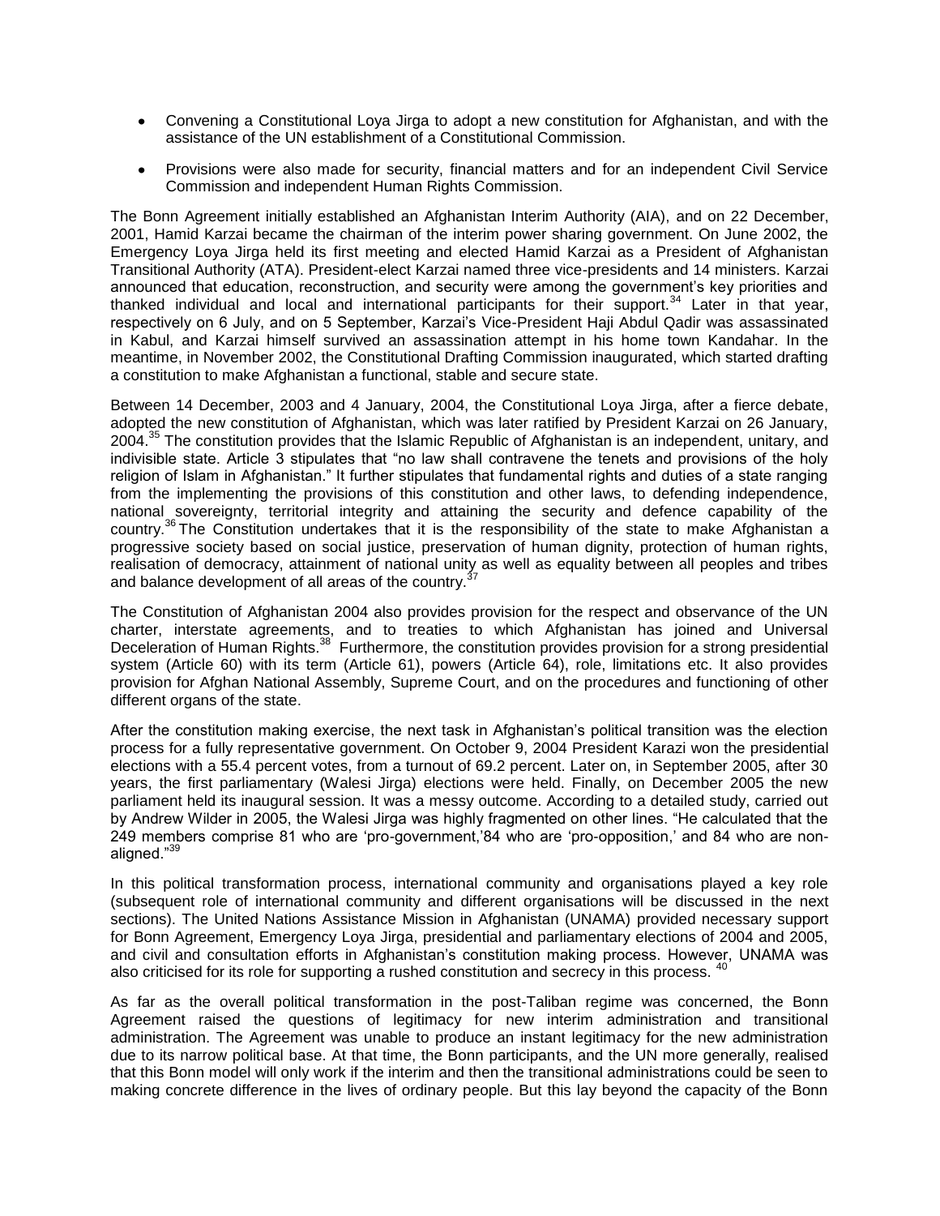- Convening a Constitutional Loya Jirga to adopt a new constitution for Afghanistan, and with the assistance of the UN establishment of a Constitutional Commission.
- Provisions were also made for security, financial matters and for an independent Civil Service Commission and independent Human Rights Commission.

The Bonn Agreement initially established an Afghanistan Interim Authority (AIA), and on 22 December, 2001, Hamid Karzai became the chairman of the interim power sharing government. On June 2002, the Emergency Loya Jirga held its first meeting and elected Hamid Karzai as a President of Afghanistan Transitional Authority (ATA). President-elect Karzai named three vice-presidents and 14 ministers. Karzai announced that education, reconstruction, and security were among the government's key priorities and thanked individual and local and international participants for their support.[34] Later in that year, respectively on 6 July, and on 5 September, Karzai's Vice-President Haji Abdul Qadir was assassinated in Kabul, and Karzai himself survived an assassination attempt in his home town Kandahar. In the meantime, in November 2002, the Constitutional Drafting Commission inaugurated, which started drafting a constitution to make Afghanistan a functional, stable and secure state.

Between 14 December, 2003 and 4 January, 2004, the Constitutional Loya Jirga, after a fierce debate, adopted the new constitution of Afghanistan, which was later ratified by President Karzai on 26 January, 2004.[35] The constitution provides that the Islamic Republic of Afghanistan is an independent, unitary, and indivisible state. Article 3 stipulates that "no law shall contravene the tenets and provisions of the holy religion of Islam in Afghanistan." It further stipulates that fundamental rights and duties of a state ranging from the implementing the provisions of this constitution and other laws, to defending independence, national sovereignty, territorial integrity and attaining the security and defence capability of the country.[36] The Constitution undertakes that it is the responsibility of the state to make Afghanistan a progressive society based on social justice, preservation of human dignity, protection of human rights, realisation of democracy, attainment of national unity as well as equality between all peoples and tribes and balance development of all areas of the country.[37]

The Constitution of Afghanistan 2004 also provides provision for the respect and observance of the UN charter, interstate agreements, and to treaties to which Afghanistan has joined and Universal Deceleration of Human Rights.[38] Furthermore, the constitution provides provision for a strong presidential system (Article 60) with its term (Article 61), powers (Article 64), role, limitations etc. It also provides provision for Afghan National Assembly, Supreme Court, and on the procedures and functioning of other different organs of the state.

After the constitution making exercise, the next task in Afghanistan's political transition was the election process for a fully representative government. On October 9, 2004 President Karazi won the presidential elections with a 55.4 percent votes, from a turnout of 69.2 percent. Later on, in September 2005, after 30 years, the first parliamentary (Walesi Jirga) elections were held. Finally, on December 2005 the new parliament held its inaugural session. It was a messy outcome. According to a detailed study, carried out by Andrew Wilder in 2005, the Walesi Jirga was highly fragmented on other lines. "He calculated that the 249 members comprise 81 who are 'pro-government,'84 who are 'pro-opposition,' and 84 who are non-aligned."[39]

In this political transformation process, international community and organisations played a key role (subsequent role of international community and different organisations will be discussed in the next sections). The United Nations Assistance Mission in Afghanistan (UNAMA) provided necessary support for Bonn Agreement, Emergency Loya Jirga, presidential and parliamentary elections of 2004 and 2005, and civil and consultation efforts in Afghanistan's constitution making process. However, UNAMA was also criticised for its role for supporting a rushed constitution and secrecy in this process.[40]

As far as the overall political transformation in the post-Taliban regime was concerned, the Bonn Agreement raised the questions of legitimacy for new interim administration and transitional administration. The Agreement was unable to produce an instant legitimacy for the new administration due to its narrow political base. At that time, the Bonn participants, and the UN more generally, realised that this Bonn model will only work if the interim and then the transitional administrations could be seen to making concrete difference in the lives of ordinary people. But this lay beyond the capacity of the Bonn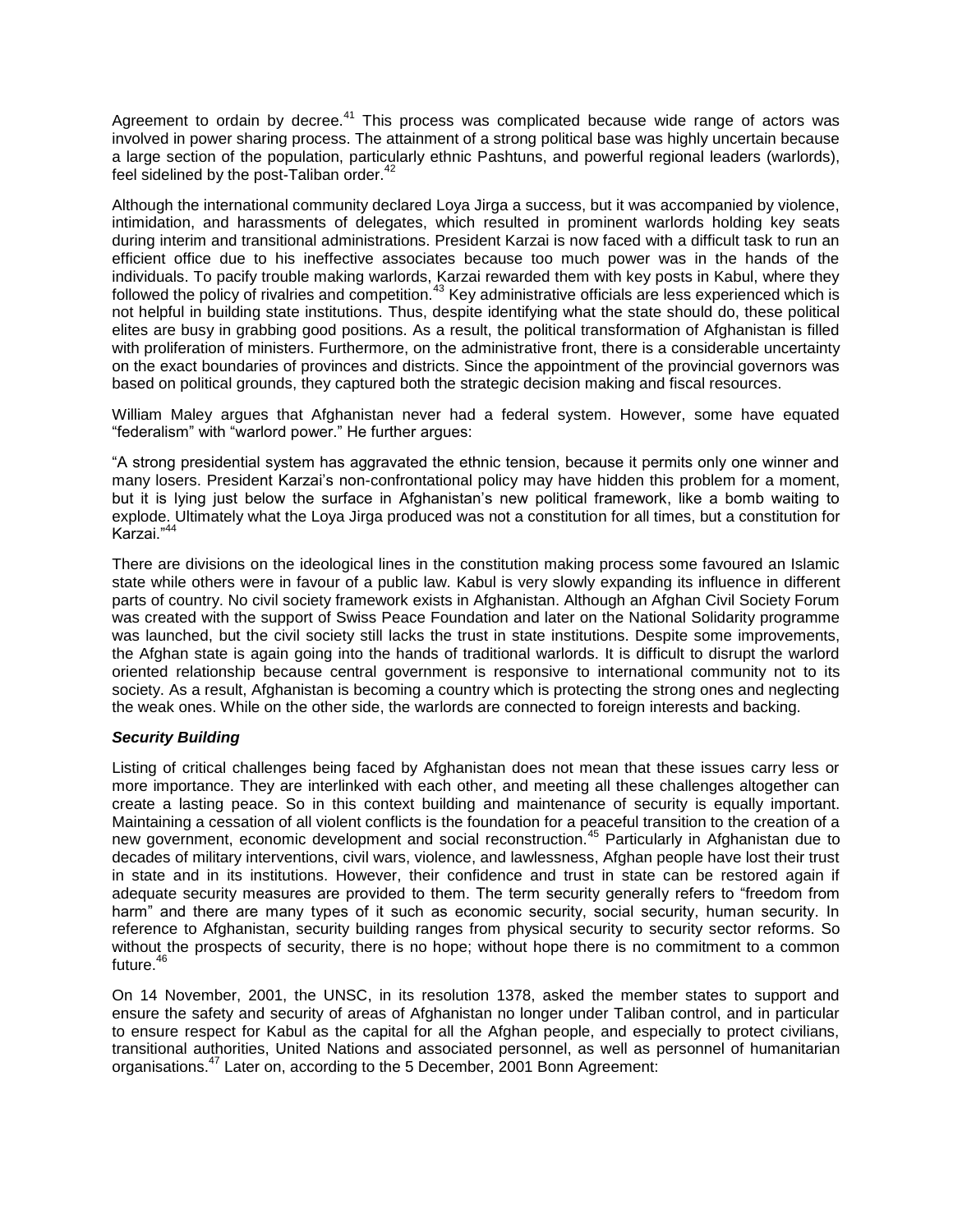Agreement to ordain by decree.[41] This process was complicated because wide range of actors was involved in power sharing process. The attainment of a strong political base was highly uncertain because a large section of the population, particularly ethnic Pashtuns, and powerful regional leaders (warlords), feel sidelined by the post-Taliban order.[42]

Although the international community declared Loya Jirga a success, but it was accompanied by violence, intimidation, and harassments of delegates, which resulted in prominent warlords holding key seats during interim and transitional administrations. President Karzai is now faced with a difficult task to run an efficient office due to his ineffective associates because too much power was in the hands of the individuals. To pacify trouble making warlords, Karzai rewarded them with key posts in Kabul, where they followed the policy of rivalries and competition.[43] Key administrative officials are less experienced which is not helpful in building state institutions. Thus, despite identifying what the state should do, these political elites are busy in grabbing good positions. As a result, the political transformation of Afghanistan is filled with proliferation of ministers. Furthermore, on the administrative front, there is a considerable uncertainty on the exact boundaries of provinces and districts. Since the appointment of the provincial governors was based on political grounds, they captured both the strategic decision making and fiscal resources.

William Maley argues that Afghanistan never had a federal system. However, some have equated "federalism" with "warlord power." He further argues:

"A strong presidential system has aggravated the ethnic tension, because it permits only one winner and many losers. President Karzai's non-confrontational policy may have hidden this problem for a moment, but it is lying just below the surface in Afghanistan's new political framework, like a bomb waiting to explode. Ultimately what the Loya Jirga produced was not a constitution for all times, but a constitution for Karzai."[44]

There are divisions on the ideological lines in the constitution making process some favoured an Islamic state while others were in favour of a public law. Kabul is very slowly expanding its influence in different parts of country. No civil society framework exists in Afghanistan. Although an Afghan Civil Society Forum was created with the support of Swiss Peace Foundation and later on the National Solidarity programme was launched, but the civil society still lacks the trust in state institutions. Despite some improvements, the Afghan state is again going into the hands of traditional warlords. It is difficult to disrupt the warlord oriented relationship because central government is responsive to international community not to its society. As a result, Afghanistan is becoming a country which is protecting the strong ones and neglecting the weak ones. While on the other side, the warlords are connected to foreign interests and backing.

### *Security Building*

Listing of critical challenges being faced by Afghanistan does not mean that these issues carry less or more importance. They are interlinked with each other, and meeting all these challenges altogether can create a lasting peace. So in this context building and maintenance of security is equally important. Maintaining a cessation of all violent conflicts is the foundation for a peaceful transition to the creation of a new government, economic development and social reconstruction.[45] Particularly in Afghanistan due to decades of military interventions, civil wars, violence, and lawlessness, Afghan people have lost their trust in state and in its institutions. However, their confidence and trust in state can be restored again if adequate security measures are provided to them. The term security generally refers to "freedom from harm" and there are many types of it such as economic security, social security, human security. In reference to Afghanistan, security building ranges from physical security to security sector reforms. So without the prospects of security, there is no hope; without hope there is no commitment to a common future.[46]

On 14 November, 2001, the UNSC, in its resolution 1378, asked the member states to support and ensure the safety and security of areas of Afghanistan no longer under Taliban control, and in particular to ensure respect for Kabul as the capital for all the Afghan people, and especially to protect civilians, transitional authorities, United Nations and associated personnel, as well as personnel of humanitarian organisations.[47] Later on, according to the 5 December, 2001 Bonn Agreement: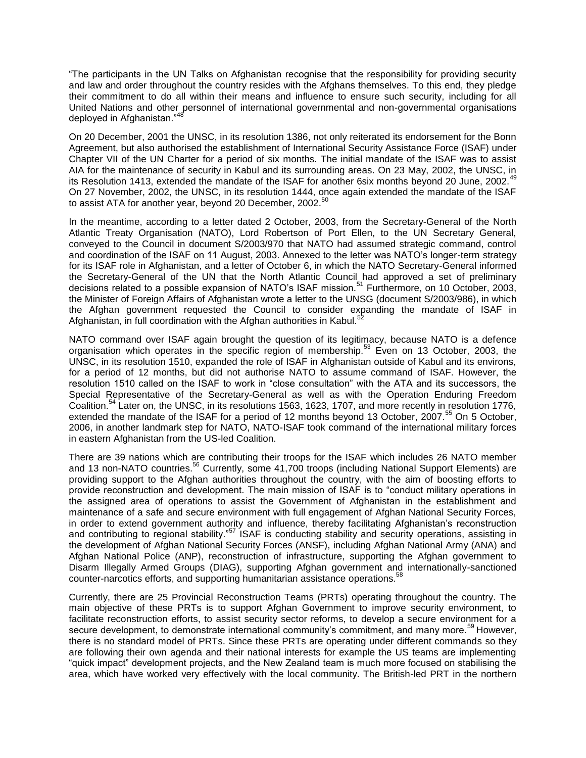"The participants in the UN Talks on Afghanistan recognise that the responsibility for providing security and law and order throughout the country resides with the Afghans themselves. To this end, they pledge their commitment to do all within their means and influence to ensure such security, including for all United Nations and other personnel of international governmental and non-governmental organisations deployed in Afghanistan."[48]

On 20 December, 2001 the UNSC, in its resolution 1386, not only reiterated its endorsement for the Bonn Agreement, but also authorised the establishment of International Security Assistance Force (ISAF) under Chapter VII of the UN Charter for a period of six months. The initial mandate of the ISAF was to assist AIA for the maintenance of security in Kabul and its surrounding areas. On 23 May, 2002, the UNSC, in its Resolution 1413, extended the mandate of the ISAF for another 6six months beyond 20 June, 2002.[49] On 27 November, 2002, the UNSC, in its resolution 1444, once again extended the mandate of the ISAF to assist ATA for another year, beyond 20 December, 2002.[50]

In the meantime, according to a letter dated 2 October, 2003, from the Secretary-General of the North Atlantic Treaty Organisation (NATO), Lord Robertson of Port Ellen, to the UN Secretary General, conveyed to the Council in document S/2003/970 that NATO had assumed strategic command, control and coordination of the ISAF on 11 August, 2003. Annexed to the letter was NATO's longer-term strategy for its ISAF role in Afghanistan, and a letter of October 6, in which the NATO Secretary-General informed the Secretary-General of the UN that the North Atlantic Council had approved a set of preliminary decisions related to a possible expansion of NATO's ISAF mission.[51] Furthermore, on 10 October, 2003, the Minister of Foreign Affairs of Afghanistan wrote a letter to the UNSG (document S/2003/986), in which the Afghan government requested the Council to consider expanding the mandate of ISAF in Afghanistan, in full coordination with the Afghan authorities in Kabul.[52]

NATO command over ISAF again brought the question of its legitimacy, because NATO is a defence organisation which operates in the specific region of membership.[53] Even on 13 October, 2003, the UNSC, in its resolution 1510, expanded the role of ISAF in Afghanistan outside of Kabul and its environs, for a period of 12 months, but did not authorise NATO to assume command of ISAF. However, the resolution 1510 called on the ISAF to work in "close consultation" with the ATA and its successors, the Special Representative of the Secretary-General as well as with the Operation Enduring Freedom Coalition.[54] Later on, the UNSC, in its resolutions 1563, 1623, 1707, and more recently in resolution 1776, extended the mandate of the ISAF for a period of 12 months beyond 13 October, 2007.[55] On 5 October, 2006, in another landmark step for NATO, NATO-ISAF took command of the international military forces in eastern Afghanistan from the US-led Coalition.

There are 39 nations which are contributing their troops for the ISAF which includes 26 NATO member and 13 non-NATO countries.[56] Currently, some 41,700 troops (including National Support Elements) are providing support to the Afghan authorities throughout the country, with the aim of boosting efforts to provide reconstruction and development. The main mission of ISAF is to "conduct military operations in the assigned area of operations to assist the Government of Afghanistan in the establishment and maintenance of a safe and secure environment with full engagement of Afghan National Security Forces, in order to extend government authority and influence, thereby facilitating Afghanistan's reconstruction and contributing to regional stability."[57] ISAF is conducting stability and security operations, assisting in the development of Afghan National Security Forces (ANSF), including Afghan National Army (ANA) and Afghan National Police (ANP), reconstruction of infrastructure, supporting the Afghan government to Disarm Illegally Armed Groups (DIAG), supporting Afghan government and internationally-sanctioned counter-narcotics efforts, and supporting humanitarian assistance operations.[58]

Currently, there are 25 Provincial Reconstruction Teams (PRTs) operating throughout the country. The main objective of these PRTs is to support Afghan Government to improve security environment, to facilitate reconstruction efforts, to assist security sector reforms, to develop a secure environment for a secure development, to demonstrate international community's commitment, and many more.[59] However, there is no standard model of PRTs. Since these PRTs are operating under different commands so they are following their own agenda and their national interests for example the US teams are implementing "quick impact" development projects, and the New Zealand team is much more focused on stabilising the area, which have worked very effectively with the local community. The British-led PRT in the northern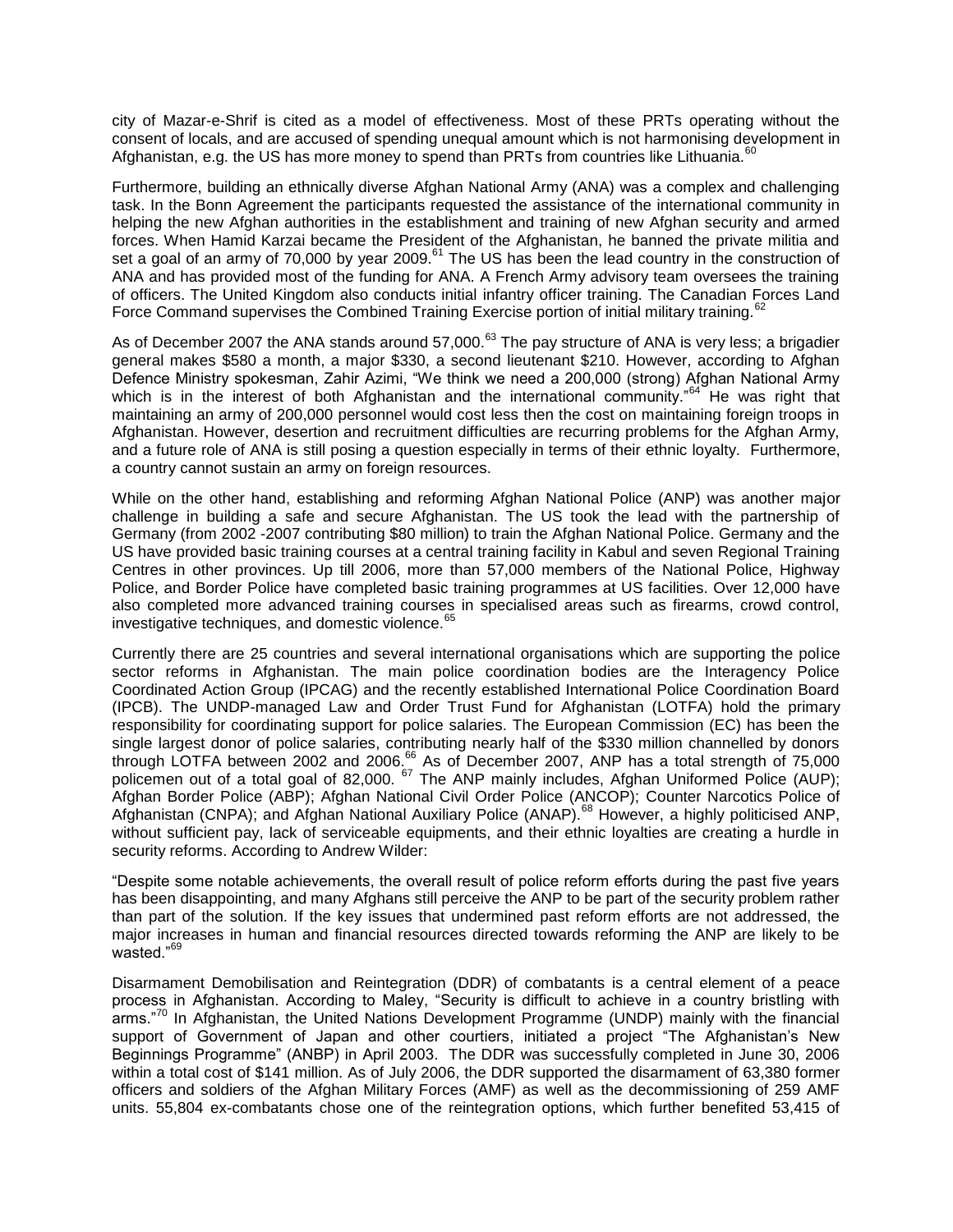city of Mazar-e-Shrif is cited as a model of effectiveness. Most of these PRTs operating without the consent of locals, and are accused of spending unequal amount which is not harmonising development in Afghanistan, e.g. the US has more money to spend than PRTs from countries like Lithuania.[60]

Furthermore, building an ethnically diverse Afghan National Army (ANA) was a complex and challenging task. In the Bonn Agreement the participants requested the assistance of the international community in helping the new Afghan authorities in the establishment and training of new Afghan security and armed forces. When Hamid Karzai became the President of the Afghanistan, he banned the private militia and set a goal of an army of 70,000 by year 2009.[61] The US has been the lead country in the construction of ANA and has provided most of the funding for ANA. A French Army advisory team oversees the training of officers. The United Kingdom also conducts initial infantry officer training. The Canadian Forces Land Force Command supervises the Combined Training Exercise portion of initial military training.[62]

As of December 2007 the ANA stands around 57,000.[63] The pay structure of ANA is very less; a brigadier general makes $580 a month, a major $330, a second lieutenant $210. However, according to Afghan Defence Ministry spokesman, Zahir Azimi, "We think we need a 200,000 (strong) Afghan National Army which is in the interest of both Afghanistan and the international community."[64] He was right that maintaining an army of 200,000 personnel would cost less then the cost on maintaining foreign troops in Afghanistan. However, desertion and recruitment difficulties are recurring problems for the Afghan Army, and a future role of ANA is still posing a question especially in terms of their ethnic loyalty. Furthermore, a country cannot sustain an army on foreign resources.

While on the other hand, establishing and reforming Afghan National Police (ANP) was another major challenge in building a safe and secure Afghanistan. The US took the lead with the partnership of Germany (from 2002 -2007 contributing $80 million) to train the Afghan National Police. Germany and the US have provided basic training courses at a central training facility in Kabul and seven Regional Training Centres in other provinces. Up till 2006, more than 57,000 members of the National Police, Highway Police, and Border Police have completed basic training programmes at US facilities. Over 12,000 have also completed more advanced training courses in specialised areas such as firearms, crowd control, investigative techniques, and domestic violence.[65]

Currently there are 25 countries and several international organisations which are supporting the police sector reforms in Afghanistan. The main police coordination bodies are the Interagency Police Coordinated Action Group (IPCAG) and the recently established International Police Coordination Board (IPCB). The UNDP-managed Law and Order Trust Fund for Afghanistan (LOTFA) hold the primary responsibility for coordinating support for police salaries. The European Commission (EC) has been the single largest donor of police salaries, contributing nearly half of the $330 million channelled by donors through LOTFA between 2002 and 2006.[66] As of December 2007, ANP has a total strength of 75,000 policemen out of a total goal of 82,000. [67] The ANP mainly includes, Afghan Uniformed Police (AUP); Afghan Border Police (ABP); Afghan National Civil Order Police (ANCOP); Counter Narcotics Police of Afghanistan (CNPA); and Afghan National Auxiliary Police (ANAP).[68] However, a highly politicised ANP, without sufficient pay, lack of serviceable equipments, and their ethnic loyalties are creating a hurdle in security reforms. According to Andrew Wilder:

"Despite some notable achievements, the overall result of police reform efforts during the past five years has been disappointing, and many Afghans still perceive the ANP to be part of the security problem rather than part of the solution. If the key issues that undermined past reform efforts are not addressed, the major increases in human and financial resources directed towards reforming the ANP are likely to be wasted."[69]

Disarmament Demobilisation and Reintegration (DDR) of combatants is a central element of a peace process in Afghanistan. According to Maley, "Security is difficult to achieve in a country bristling with arms."[70] In Afghanistan, the United Nations Development Programme (UNDP) mainly with the financial support of Government of Japan and other courtiers, initiated a project "The Afghanistan's New Beginnings Programme" (ANBP) in April 2003. The DDR was successfully completed in June 30, 2006 within a total cost of $141 million. As of July 2006, the DDR supported the disarmament of 63,380 former officers and soldiers of the Afghan Military Forces (AMF) as well as the decommissioning of 259 AMF units. 55,804 ex-combatants chose one of the reintegration options, which further benefited 53,415 of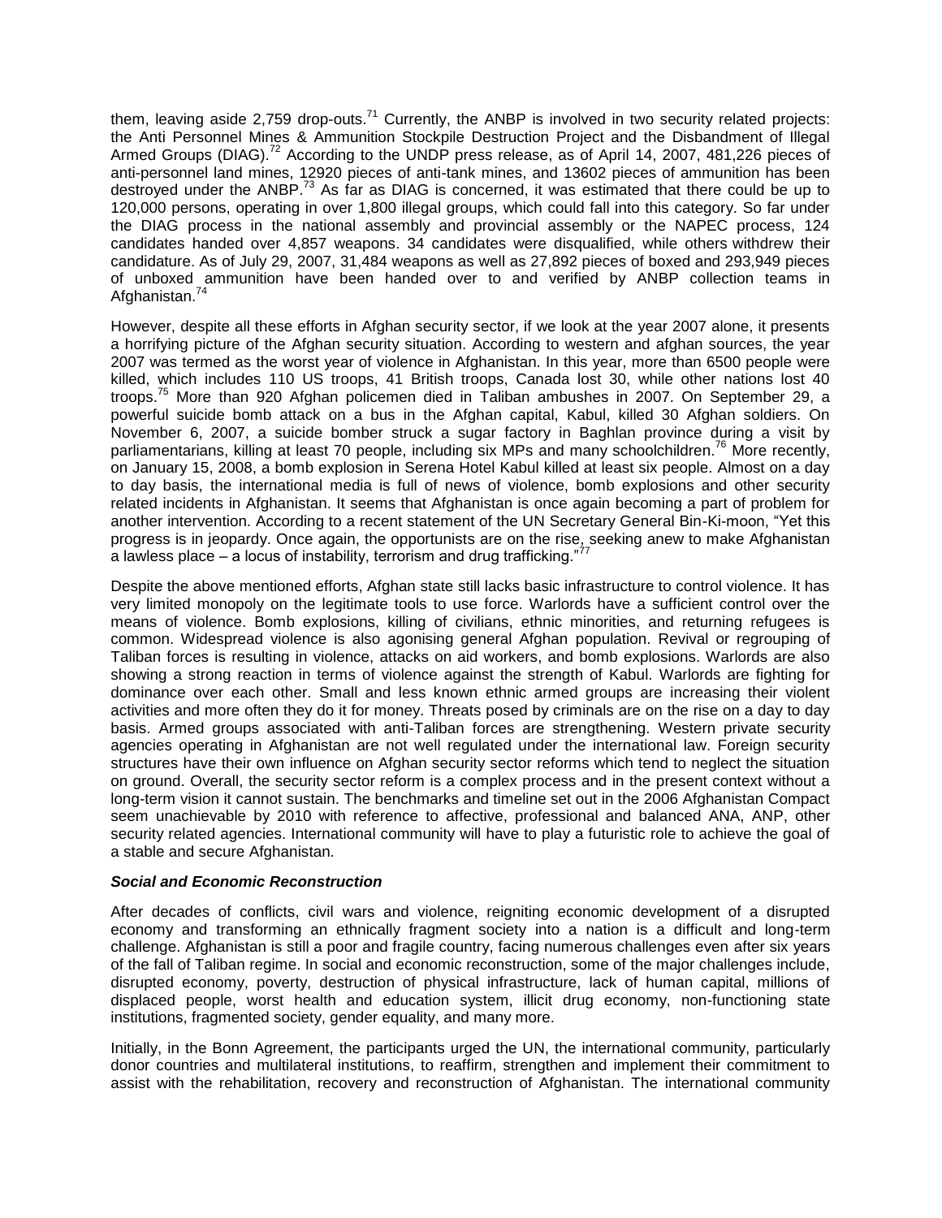them, leaving aside 2,759 drop-outs.[71] Currently, the ANBP is involved in two security related projects: the Anti Personnel Mines & Ammunition Stockpile Destruction Project and the Disbandment of Illegal Armed Groups (DIAG).[72] According to the UNDP press release, as of April 14, 2007, 481,226 pieces of anti-personnel land mines, 12920 pieces of anti-tank mines, and 13602 pieces of ammunition has been destroyed under the ANBP.[73] As far as DIAG is concerned, it was estimated that there could be up to 120,000 persons, operating in over 1,800 illegal groups, which could fall into this category. So far under the DIAG process in the national assembly and provincial assembly or the NAPEC process, 124 candidates handed over 4,857 weapons. 34 candidates were disqualified, while others withdrew their candidature. As of July 29, 2007, 31,484 weapons as well as 27,892 pieces of boxed and 293,949 pieces of unboxed ammunition have been handed over to and verified by ANBP collection teams in Afghanistan.[74]

However, despite all these efforts in Afghan security sector, if we look at the year 2007 alone, it presents a horrifying picture of the Afghan security situation. According to western and afghan sources, the year 2007 was termed as the worst year of violence in Afghanistan. In this year, more than 6500 people were killed, which includes 110 US troops, 41 British troops, Canada lost 30, while other nations lost 40 troops.[75] More than 920 Afghan policemen died in Taliban ambushes in 2007. On September 29, a powerful suicide bomb attack on a bus in the Afghan capital, Kabul, killed 30 Afghan soldiers. On November 6, 2007, a suicide bomber struck a sugar factory in Baghlan province during a visit by parliamentarians, killing at least 70 people, including six MPs and many schoolchildren.[76] More recently, on January 15, 2008, a bomb explosion in Serena Hotel Kabul killed at least six people. Almost on a day to day basis, the international media is full of news of violence, bomb explosions and other security related incidents in Afghanistan. It seems that Afghanistan is once again becoming a part of problem for another intervention. According to a recent statement of the UN Secretary General Bin-Ki-moon, "Yet this progress is in jeopardy. Once again, the opportunists are on the rise, seeking anew to make Afghanistan a lawless place – a locus of instability, terrorism and drug trafficking."[77]

Despite the above mentioned efforts, Afghan state still lacks basic infrastructure to control violence. It has very limited monopoly on the legitimate tools to use force. Warlords have a sufficient control over the means of violence. Bomb explosions, killing of civilians, ethnic minorities, and returning refugees is common. Widespread violence is also agonising general Afghan population. Revival or regrouping of Taliban forces is resulting in violence, attacks on aid workers, and bomb explosions. Warlords are also showing a strong reaction in terms of violence against the strength of Kabul. Warlords are fighting for dominance over each other. Small and less known ethnic armed groups are increasing their violent activities and more often they do it for money. Threats posed by criminals are on the rise on a day to day basis. Armed groups associated with anti-Taliban forces are strengthening. Western private security agencies operating in Afghanistan are not well regulated under the international law. Foreign security structures have their own influence on Afghan security sector reforms which tend to neglect the situation on ground. Overall, the security sector reform is a complex process and in the present context without a long-term vision it cannot sustain. The benchmarks and timeline set out in the 2006 Afghanistan Compact seem unachievable by 2010 with reference to affective, professional and balanced ANA, ANP, other security related agencies. International community will have to play a futuristic role to achieve the goal of a stable and secure Afghanistan.

### ***Social and Economic Reconstruction***

After decades of conflicts, civil wars and violence, reigniting economic development of a disrupted economy and transforming an ethnically fragment society into a nation is a difficult and long-term challenge. Afghanistan is still a poor and fragile country, facing numerous challenges even after six years of the fall of Taliban regime. In social and economic reconstruction, some of the major challenges include, disrupted economy, poverty, destruction of physical infrastructure, lack of human capital, millions of displaced people, worst health and education system, illicit drug economy, non-functioning state institutions, fragmented society, gender equality, and many more.

Initially, in the Bonn Agreement, the participants urged the UN, the international community, particularly donor countries and multilateral institutions, to reaffirm, strengthen and implement their commitment to assist with the rehabilitation, recovery and reconstruction of Afghanistan. The international community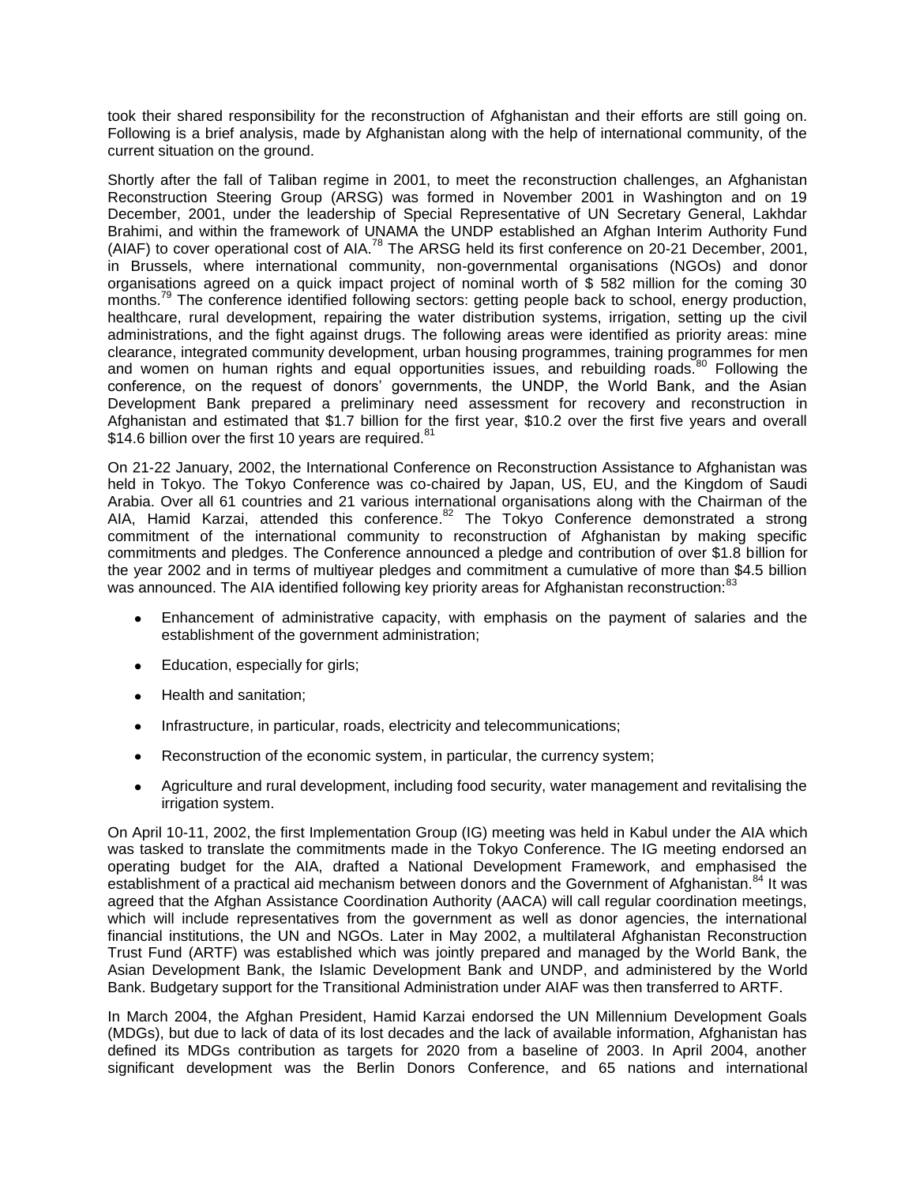took their shared responsibility for the reconstruction of Afghanistan and their efforts are still going on. Following is a brief analysis, made by Afghanistan along with the help of international community, of the current situation on the ground.

Shortly after the fall of Taliban regime in 2001, to meet the reconstruction challenges, an Afghanistan Reconstruction Steering Group (ARSG) was formed in November 2001 in Washington and on 19 December, 2001, under the leadership of Special Representative of UN Secretary General, Lakhdar Brahimi, and within the framework of UNAMA the UNDP established an Afghan Interim Authority Fund (AIAF) to cover operational cost of AIA.[78] The ARSG held its first conference on 20-21 December, 2001, in Brussels, where international community, non-governmental organisations (NGOs) and donor organisations agreed on a quick impact project of nominal worth of $ 582 million for the coming 30 months.[79] The conference identified following sectors: getting people back to school, energy production, healthcare, rural development, repairing the water distribution systems, irrigation, setting up the civil administrations, and the fight against drugs. The following areas were identified as priority areas: mine clearance, integrated community development, urban housing programmes, training programmes for men and women on human rights and equal opportunities issues, and rebuilding roads.[80] Following the conference, on the request of donors' governments, the UNDP, the World Bank, and the Asian Development Bank prepared a preliminary need assessment for recovery and reconstruction in Afghanistan and estimated that $1.7 billion for the first year, $10.2 over the first five years and overall $14.6 billion over the first 10 years are required.[81]

On 21-22 January, 2002, the International Conference on Reconstruction Assistance to Afghanistan was held in Tokyo. The Tokyo Conference was co-chaired by Japan, US, EU, and the Kingdom of Saudi Arabia. Over all 61 countries and 21 various international organisations along with the Chairman of the AIA, Hamid Karzai, attended this conference.[82] The Tokyo Conference demonstrated a strong commitment of the international community to reconstruction of Afghanistan by making specific commitments and pledges. The Conference announced a pledge and contribution of over $1.8 billion for the year 2002 and in terms of multiyear pledges and commitment a cumulative of more than $4.5 billion was announced. The AIA identified following key priority areas for Afghanistan reconstruction:[83]

- Enhancement of administrative capacity, with emphasis on the payment of salaries and the establishment of the government administration;
- Education, especially for girls;
- Health and sanitation;
- Infrastructure, in particular, roads, electricity and telecommunications;
- Reconstruction of the economic system, in particular, the currency system;
- Agriculture and rural development, including food security, water management and revitalising the irrigation system.

On April 10-11, 2002, the first Implementation Group (IG) meeting was held in Kabul under the AIA which was tasked to translate the commitments made in the Tokyo Conference. The IG meeting endorsed an operating budget for the AIA, drafted a National Development Framework, and emphasised the establishment of a practical aid mechanism between donors and the Government of Afghanistan.[84] It was agreed that the Afghan Assistance Coordination Authority (AACA) will call regular coordination meetings, which will include representatives from the government as well as donor agencies, the international financial institutions, the UN and NGOs. Later in May 2002, a multilateral Afghanistan Reconstruction Trust Fund (ARTF) was established which was jointly prepared and managed by the World Bank, the Asian Development Bank, the Islamic Development Bank and UNDP, and administered by the World Bank. Budgetary support for the Transitional Administration under AIAF was then transferred to ARTF.

In March 2004, the Afghan President, Hamid Karzai endorsed the UN Millennium Development Goals (MDGs), but due to lack of data of its lost decades and the lack of available information, Afghanistan has defined its MDGs contribution as targets for 2020 from a baseline of 2003. In April 2004, another significant development was the Berlin Donors Conference, and 65 nations and international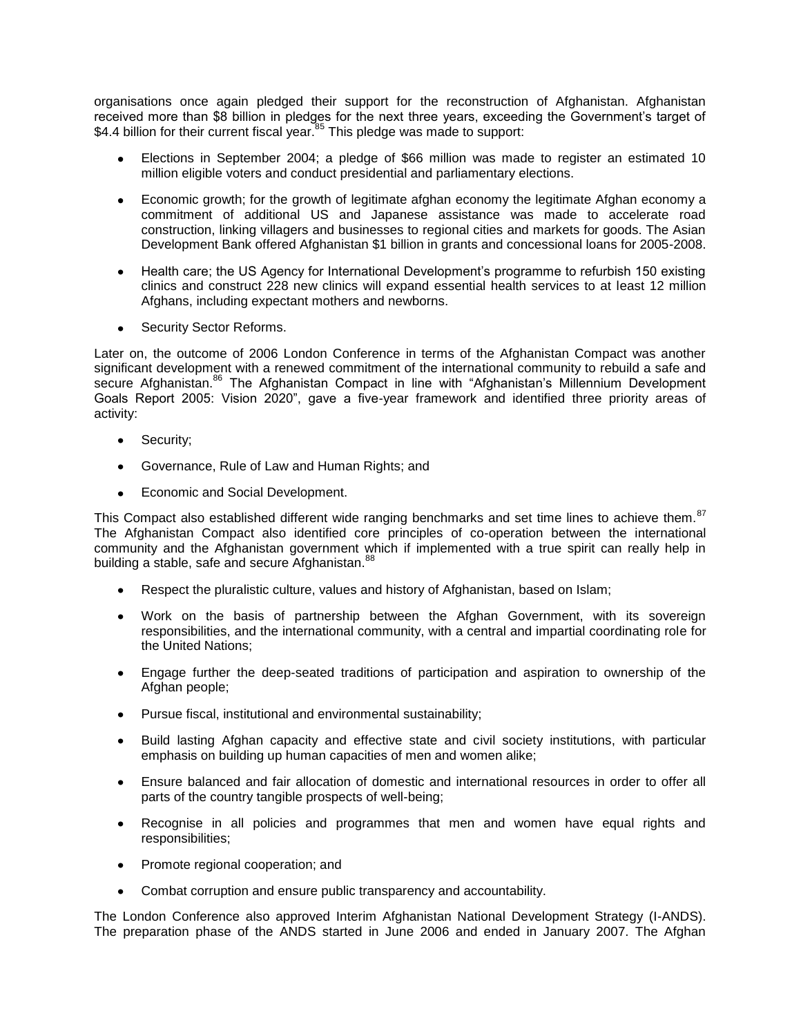organisations once again pledged their support for the reconstruction of Afghanistan. Afghanistan received more than $8 billion in pledges for the next three years, exceeding the Government's target of $4.4 billion for their current fiscal year.[85] This pledge was made to support:

- Elections in September 2004; a pledge of $66 million was made to register an estimated 10 million eligible voters and conduct presidential and parliamentary elections.
- Economic growth; for the growth of legitimate afghan economy the legitimate Afghan economy a commitment of additional US and Japanese assistance was made to accelerate road construction, linking villagers and businesses to regional cities and markets for goods. The Asian Development Bank offered Afghanistan $1 billion in grants and concessional loans for 2005-2008.
- Health care; the US Agency for International Development's programme to refurbish 150 existing clinics and construct 228 new clinics will expand essential health services to at least 12 million Afghans, including expectant mothers and newborns.
- Security Sector Reforms.

Later on, the outcome of 2006 London Conference in terms of the Afghanistan Compact was another significant development with a renewed commitment of the international community to rebuild a safe and secure Afghanistan.[86] The Afghanistan Compact in line with "Afghanistan's Millennium Development Goals Report 2005: Vision 2020", gave a five-year framework and identified three priority areas of activity:

- Security;
- Governance, Rule of Law and Human Rights; and
- Economic and Social Development.

This Compact also established different wide ranging benchmarks and set time lines to achieve them.[87] The Afghanistan Compact also identified core principles of co-operation between the international community and the Afghanistan government which if implemented with a true spirit can really help in building a stable, safe and secure Afghanistan.[88]

- Respect the pluralistic culture, values and history of Afghanistan, based on Islam;
- Work on the basis of partnership between the Afghan Government, with its sovereign responsibilities, and the international community, with a central and impartial coordinating role for the United Nations;
- Engage further the deep-seated traditions of participation and aspiration to ownership of the Afghan people;
- Pursue fiscal, institutional and environmental sustainability;
- Build lasting Afghan capacity and effective state and civil society institutions, with particular emphasis on building up human capacities of men and women alike;
- Ensure balanced and fair allocation of domestic and international resources in order to offer all parts of the country tangible prospects of well-being;
- Recognise in all policies and programmes that men and women have equal rights and responsibilities;
- Promote regional cooperation; and
- Combat corruption and ensure public transparency and accountability.

The London Conference also approved Interim Afghanistan National Development Strategy (I-ANDS). The preparation phase of the ANDS started in June 2006 and ended in January 2007. The Afghan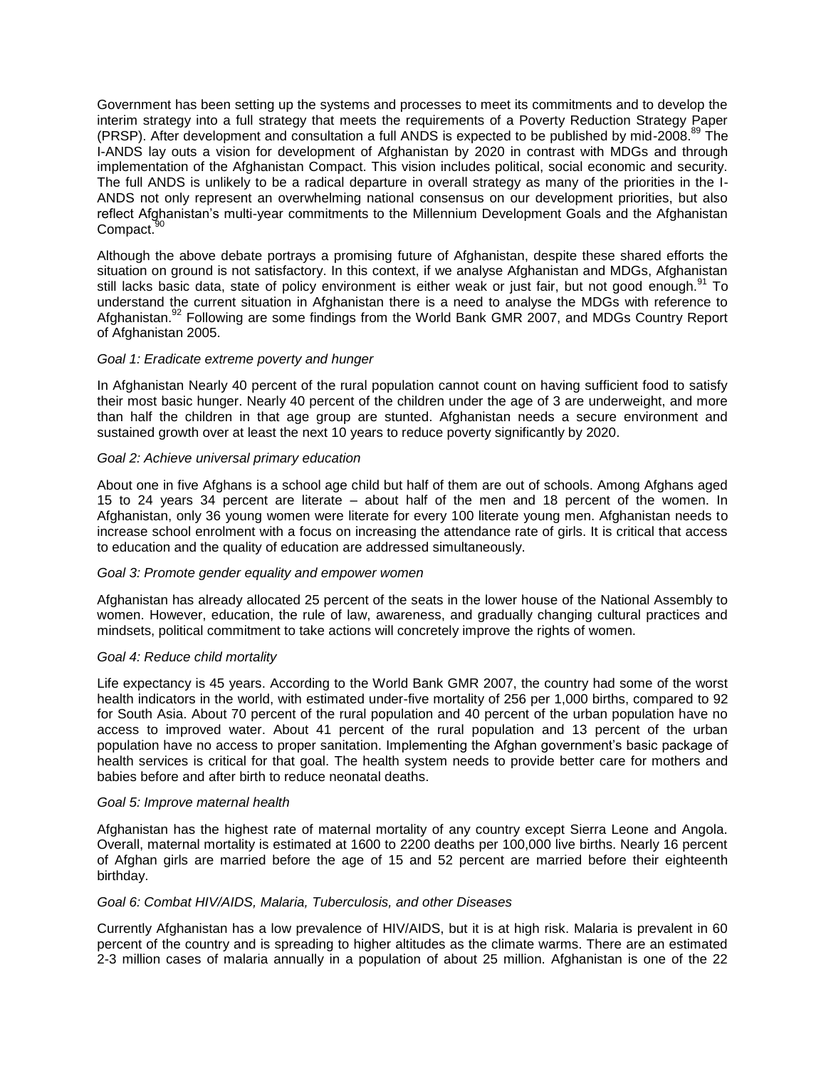Government has been setting up the systems and processes to meet its commitments and to develop the interim strategy into a full strategy that meets the requirements of a Poverty Reduction Strategy Paper (PRSP). After development and consultation a full ANDS is expected to be published by mid-2008.[89] The I-ANDS lay outs a vision for development of Afghanistan by 2020 in contrast with MDGs and through implementation of the Afghanistan Compact. This vision includes political, social economic and security. The full ANDS is unlikely to be a radical departure in overall strategy as many of the priorities in the I-ANDS not only represent an overwhelming national consensus on our development priorities, but also reflect Afghanistan's multi-year commitments to the Millennium Development Goals and the Afghanistan Compact.[90]

Although the above debate portrays a promising future of Afghanistan, despite these shared efforts the situation on ground is not satisfactory. In this context, if we analyse Afghanistan and MDGs, Afghanistan still lacks basic data, state of policy environment is either weak or just fair, but not good enough.[91] To understand the current situation in Afghanistan there is a need to analyse the MDGs with reference to Afghanistan.[92] Following are some findings from the World Bank GMR 2007, and MDGs Country Report of Afghanistan 2005.

*Goal 1: Eradicate extreme poverty and hunger*

In Afghanistan Nearly 40 percent of the rural population cannot count on having sufficient food to satisfy their most basic hunger. Nearly 40 percent of the children under the age of 3 are underweight, and more than half the children in that age group are stunted. Afghanistan needs a secure environment and sustained growth over at least the next 10 years to reduce poverty significantly by 2020.

*Goal 2: Achieve universal primary education*

About one in five Afghans is a school age child but half of them are out of schools. Among Afghans aged 15 to 24 years 34 percent are literate – about half of the men and 18 percent of the women. In Afghanistan, only 36 young women were literate for every 100 literate young men. Afghanistan needs to increase school enrolment with a focus on increasing the attendance rate of girls. It is critical that access to education and the quality of education are addressed simultaneously.

*Goal 3: Promote gender equality and empower women*

Afghanistan has already allocated 25 percent of the seats in the lower house of the National Assembly to women. However, education, the rule of law, awareness, and gradually changing cultural practices and mindsets, political commitment to take actions will concretely improve the rights of women.

*Goal 4: Reduce child mortality*

Life expectancy is 45 years. According to the World Bank GMR 2007, the country had some of the worst health indicators in the world, with estimated under-five mortality of 256 per 1,000 births, compared to 92 for South Asia. About 70 percent of the rural population and 40 percent of the urban population have no access to improved water. About 41 percent of the rural population and 13 percent of the urban population have no access to proper sanitation. Implementing the Afghan government's basic package of health services is critical for that goal. The health system needs to provide better care for mothers and babies before and after birth to reduce neonatal deaths.

*Goal 5: Improve maternal health*

Afghanistan has the highest rate of maternal mortality of any country except Sierra Leone and Angola. Overall, maternal mortality is estimated at 1600 to 2200 deaths per 100,000 live births. Nearly 16 percent of Afghan girls are married before the age of 15 and 52 percent are married before their eighteenth birthday.

*Goal 6: Combat HIV/AIDS, Malaria, Tuberculosis, and other Diseases*

Currently Afghanistan has a low prevalence of HIV/AIDS, but it is at high risk. Malaria is prevalent in 60 percent of the country and is spreading to higher altitudes as the climate warms. There are an estimated 2-3 million cases of malaria annually in a population of about 25 million. Afghanistan is one of the 22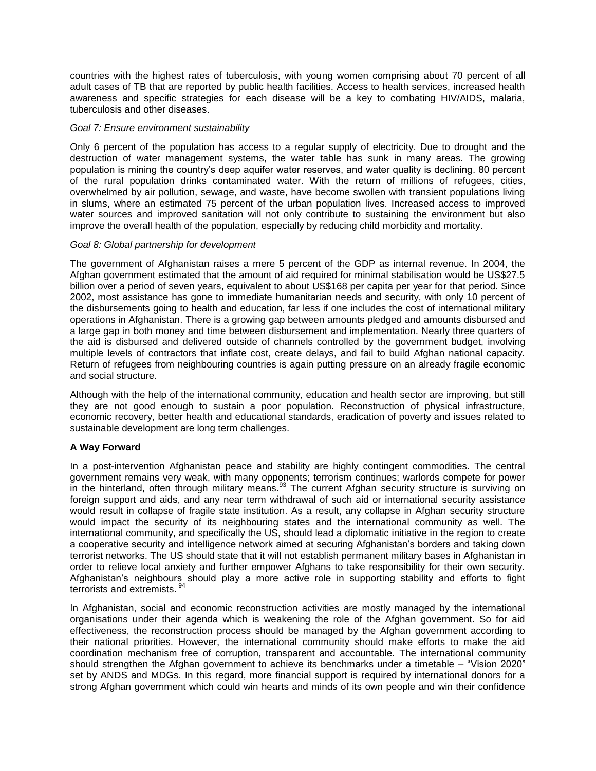countries with the highest rates of tuberculosis, with young women comprising about 70 percent of all adult cases of TB that are reported by public health facilities. Access to health services, increased health awareness and specific strategies for each disease will be a key to combating HIV/AIDS, malaria, tuberculosis and other diseases.

*Goal 7: Ensure environment sustainability*

Only 6 percent of the population has access to a regular supply of electricity. Due to drought and the destruction of water management systems, the water table has sunk in many areas. The growing population is mining the country's deep aquifer water reserves, and water quality is declining. 80 percent of the rural population drinks contaminated water. With the return of millions of refugees, cities, overwhelmed by air pollution, sewage, and waste, have become swollen with transient populations living in slums, where an estimated 75 percent of the urban population lives. Increased access to improved water sources and improved sanitation will not only contribute to sustaining the environment but also improve the overall health of the population, especially by reducing child morbidity and mortality.

*Goal 8: Global partnership for development*

The government of Afghanistan raises a mere 5 percent of the GDP as internal revenue. In 2004, the Afghan government estimated that the amount of aid required for minimal stabilisation would be US$27.5 billion over a period of seven years, equivalent to about US$168 per capita per year for that period. Since 2002, most assistance has gone to immediate humanitarian needs and security, with only 10 percent of the disbursements going to health and education, far less if one includes the cost of international military operations in Afghanistan. There is a growing gap between amounts pledged and amounts disbursed and a large gap in both money and time between disbursement and implementation. Nearly three quarters of the aid is disbursed and delivered outside of channels controlled by the government budget, involving multiple levels of contractors that inflate cost, create delays, and fail to build Afghan national capacity. Return of refugees from neighbouring countries is again putting pressure on an already fragile economic and social structure.

Although with the help of the international community, education and health sector are improving, but still they are not good enough to sustain a poor population. Reconstruction of physical infrastructure, economic recovery, better health and educational standards, eradication of poverty and issues related to sustainable development are long term challenges.

**A Way Forward**

In a post-intervention Afghanistan peace and stability are highly contingent commodities. The central government remains very weak, with many opponents; terrorism continues; warlords compete for power in the hinterland, often through military means.[93] The current Afghan security structure is surviving on foreign support and aids, and any near term withdrawal of such aid or international security assistance would result in collapse of fragile state institution. As a result, any collapse in Afghan security structure would impact the security of its neighbouring states and the international community as well. The international community, and specifically the US, should lead a diplomatic initiative in the region to create a cooperative security and intelligence network aimed at securing Afghanistan's borders and taking down terrorist networks. The US should state that it will not establish permanent military bases in Afghanistan in order to relieve local anxiety and further empower Afghans to take responsibility for their own security. Afghanistan's neighbours should play a more active role in supporting stability and efforts to fight terrorists and extremists.[94]

In Afghanistan, social and economic reconstruction activities are mostly managed by the international organisations under their agenda which is weakening the role of the Afghan government. So for aid effectiveness, the reconstruction process should be managed by the Afghan government according to their national priorities. However, the international community should make efforts to make the aid coordination mechanism free of corruption, transparent and accountable. The international community should strengthen the Afghan government to achieve its benchmarks under a timetable – "Vision 2020" set by ANDS and MDGs. In this regard, more financial support is required by international donors for a strong Afghan government which could win hearts and minds of its own people and win their confidence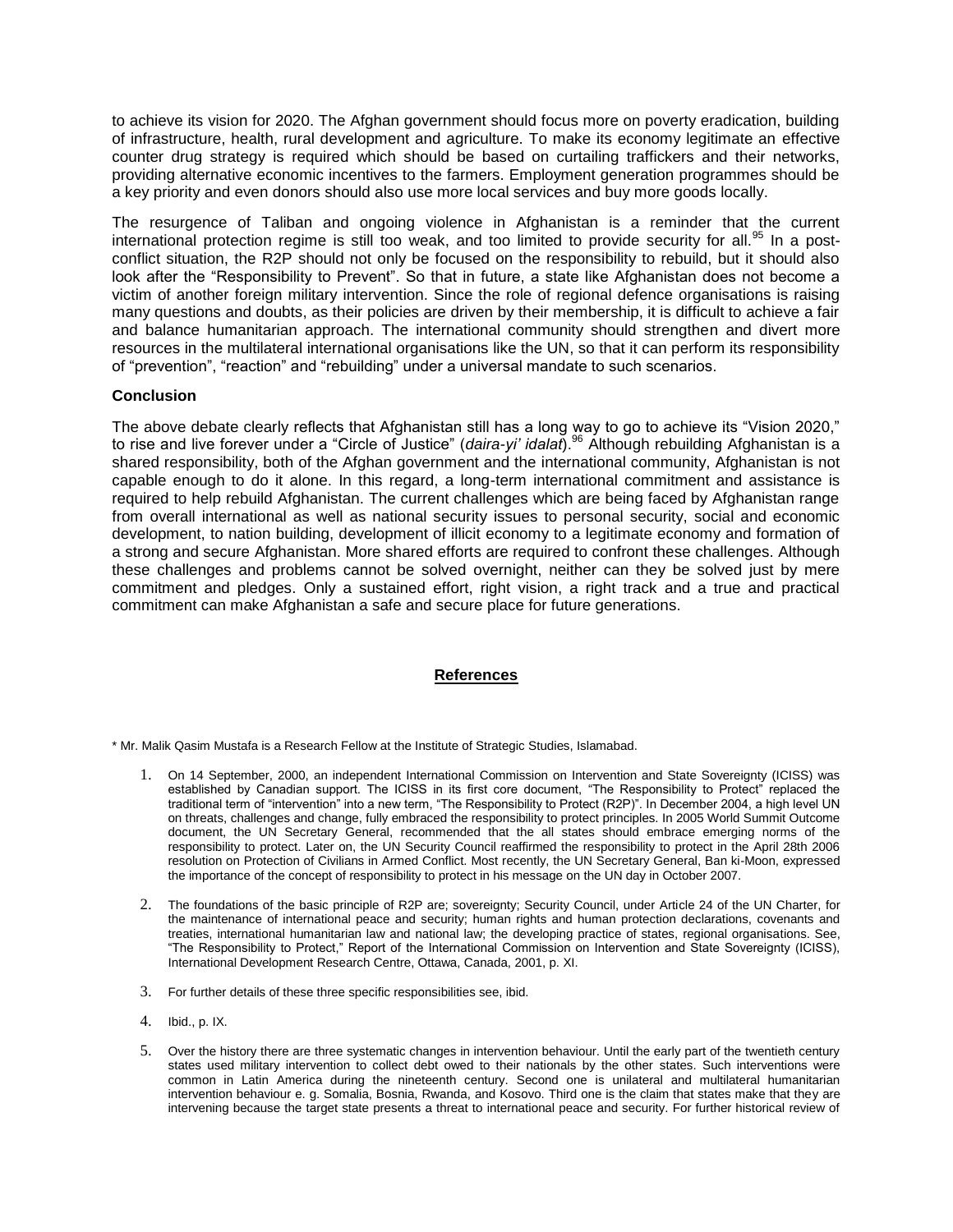to achieve its vision for 2020. The Afghan government should focus more on poverty eradication, building of infrastructure, health, rural development and agriculture. To make its economy legitimate an effective counter drug strategy is required which should be based on curtailing traffickers and their networks, providing alternative economic incentives to the farmers. Employment generation programmes should be a key priority and even donors should also use more local services and buy more goods locally.

The resurgence of Taliban and ongoing violence in Afghanistan is a reminder that the current international protection regime is still too weak, and too limited to provide security for all.[95] In a post-conflict situation, the R2P should not only be focused on the responsibility to rebuild, but it should also look after the "Responsibility to Prevent". So that in future, a state like Afghanistan does not become a victim of another foreign military intervention. Since the role of regional defence organisations is raising many questions and doubts, as their policies are driven by their membership, it is difficult to achieve a fair and balance humanitarian approach. The international community should strengthen and divert more resources in the multilateral international organisations like the UN, so that it can perform its responsibility of "prevention", "reaction" and "rebuilding" under a universal mandate to such scenarios.

### Conclusion

The above debate clearly reflects that Afghanistan still has a long way to go to achieve its "Vision 2020," to rise and live forever under a "Circle of Justice" (*daira-yi' idalat*).[96] Although rebuilding Afghanistan is a shared responsibility, both of the Afghan government and the international community, Afghanistan is not capable enough to do it alone. In this regard, a long-term international commitment and assistance is required to help rebuild Afghanistan. The current challenges which are being faced by Afghanistan range from overall international as well as national security issues to personal security, social and economic development, to nation building, development of illicit economy to a legitimate economy and formation of a strong and secure Afghanistan. More shared efforts are required to confront these challenges. Although these challenges and problems cannot be solved overnight, neither can they be solved just by mere commitment and pledges. Only a sustained effort, right vision, a right track and a true and practical commitment can make Afghanistan a safe and secure place for future generations.

## References

\* Mr. Malik Qasim Mustafa is a Research Fellow at the Institute of Strategic Studies, Islamabad.

1. On 14 September, 2000, an independent International Commission on Intervention and State Sovereignty (ICISS) was established by Canadian support. The ICISS in its first core document, "The Responsibility to Protect" replaced the traditional term of "intervention" into a new term, "The Responsibility to Protect (R2P)". In December 2004, a high level UN on threats, challenges and change, fully embraced the responsibility to protect principles. In 2005 World Summit Outcome document, the UN Secretary General, recommended that the all states should embrace emerging norms of the responsibility to protect. Later on, the UN Security Council reaffirmed the responsibility to protect in the April 28th 2006 resolution on Protection of Civilians in Armed Conflict. Most recently, the UN Secretary General, Ban ki-Moon, expressed the importance of the concept of responsibility to protect in his message on the UN day in October 2007.

2. The foundations of the basic principle of R2P are; sovereignty; Security Council, under Article 24 of the UN Charter, for the maintenance of international peace and security; human rights and human protection declarations, covenants and treaties, international humanitarian law and national law; the developing practice of states, regional organisations. See, "The Responsibility to Protect," Report of the International Commission on Intervention and State Sovereignty (ICISS), International Development Research Centre, Ottawa, Canada, 2001, p. XI.

3. For further details of these three specific responsibilities see, ibid.

4. Ibid., p. IX.

5. Over the history there are three systematic changes in intervention behaviour. Until the early part of the twentieth century states used military intervention to collect debt owed to their nationals by the other states. Such interventions were common in Latin America during the nineteenth century. Second one is unilateral and multilateral humanitarian intervention behaviour e. g. Somalia, Bosnia, Rwanda, and Kosovo. Third one is the claim that states make that they are intervening because the target state presents a threat to international peace and security. For further historical review of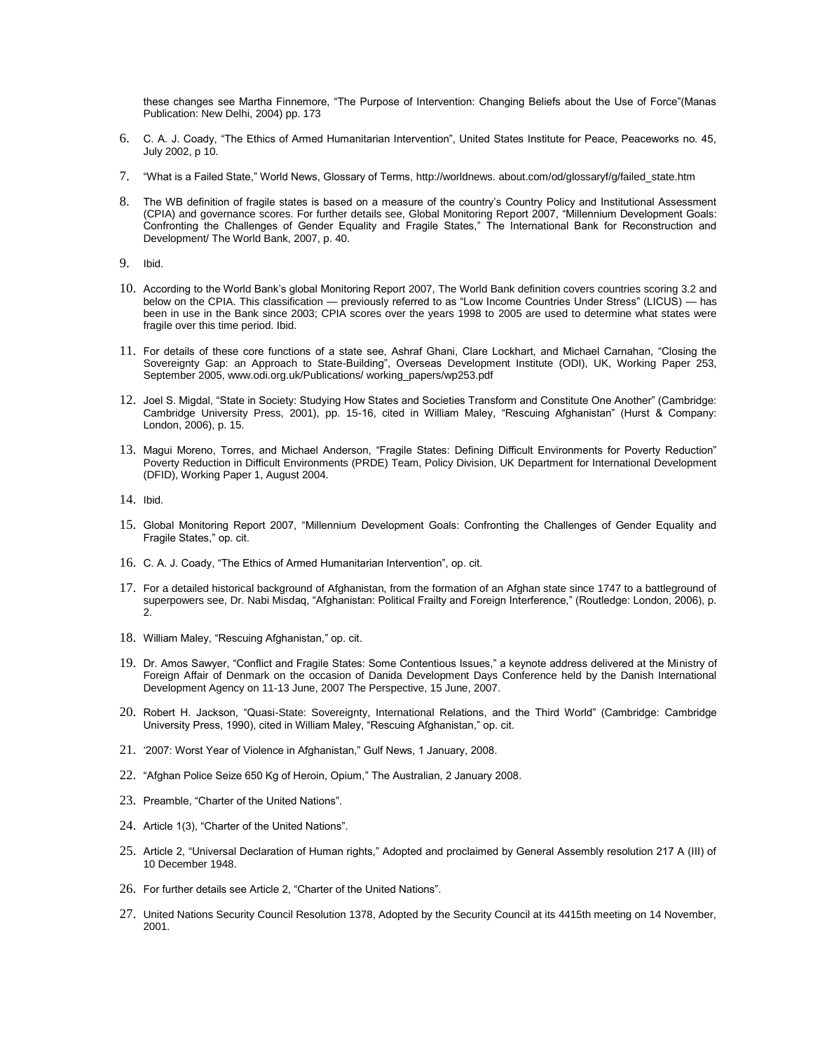these changes see Martha Finnemore, "The Purpose of Intervention: Changing Beliefs about the Use of Force"(Manas Publication: New Delhi, 2004) pp. 173

6. C. A. J. Coady, "The Ethics of Armed Humanitarian Intervention", United States Institute for Peace, Peaceworks no. 45, July 2002, p 10.

7. "What is a Failed State," World News, Glossary of Terms, http://worldnews. about.com/od/glossaryf/g/failed_state.htm

8. The WB definition of fragile states is based on a measure of the country's Country Policy and Institutional Assessment (CPIA) and governance scores. For further details see, Global Monitoring Report 2007, "Millennium Development Goals: Confronting the Challenges of Gender Equality and Fragile States," The International Bank for Reconstruction and Development/ The World Bank, 2007, p. 40.

9. Ibid.

10. According to the World Bank's global Monitoring Report 2007, The World Bank definition covers countries scoring 3.2 and below on the CPIA. This classification — previously referred to as "Low Income Countries Under Stress" (LICUS) — has been in use in the Bank since 2003; CPIA scores over the years 1998 to 2005 are used to determine what states were fragile over this time period. Ibid.

11. For details of these core functions of a state see, Ashraf Ghani, Clare Lockhart, and Michael Carnahan, "Closing the Sovereignty Gap: an Approach to State-Building", Overseas Development Institute (ODI), UK, Working Paper 253, September 2005, www.odi.org.uk/Publications/ working_papers/wp253.pdf

12. Joel S. Migdal, "State in Society: Studying How States and Societies Transform and Constitute One Another" (Cambridge: Cambridge University Press, 2001), pp. 15-16, cited in William Maley, "Rescuing Afghanistan" (Hurst & Company: London, 2006), p. 15.

13. Magui Moreno, Torres, and Michael Anderson, "Fragile States: Defining Difficult Environments for Poverty Reduction" Poverty Reduction in Difficult Environments (PRDE) Team, Policy Division, UK Department for International Development (DFID), Working Paper 1, August 2004.

14. Ibid.

15. Global Monitoring Report 2007, "Millennium Development Goals: Confronting the Challenges of Gender Equality and Fragile States," op. cit.

16. C. A. J. Coady, "The Ethics of Armed Humanitarian Intervention", op. cit.

17. For a detailed historical background of Afghanistan, from the formation of an Afghan state since 1747 to a battleground of superpowers see, Dr. Nabi Misdaq, "Afghanistan: Political Frailty and Foreign Interference," (Routledge: London, 2006), p. 2.

18. William Maley, "Rescuing Afghanistan," op. cit.

19. Dr. Amos Sawyer, "Conflict and Fragile States: Some Contentious Issues," a keynote address delivered at the Ministry of Foreign Affair of Denmark on the occasion of Danida Development Days Conference held by the Danish International Development Agency on 11-13 June, 2007 The Perspective, 15 June, 2007.

20. Robert H. Jackson, "Quasi-State: Sovereignty, International Relations, and the Third World" (Cambridge: Cambridge University Press, 1990), cited in William Maley, "Rescuing Afghanistan," op. cit.

21. '2007: Worst Year of Violence in Afghanistan," Gulf News, 1 January, 2008.

22. "Afghan Police Seize 650 Kg of Heroin, Opium," The Australian, 2 January 2008.

23. Preamble, "Charter of the United Nations".

24. Article 1(3), "Charter of the United Nations".

25. Article 2, "Universal Declaration of Human rights," Adopted and proclaimed by General Assembly resolution 217 A (III) of 10 December 1948.

26. For further details see Article 2, "Charter of the United Nations".

27. United Nations Security Council Resolution 1378, Adopted by the Security Council at its 4415th meeting on 14 November, 2001.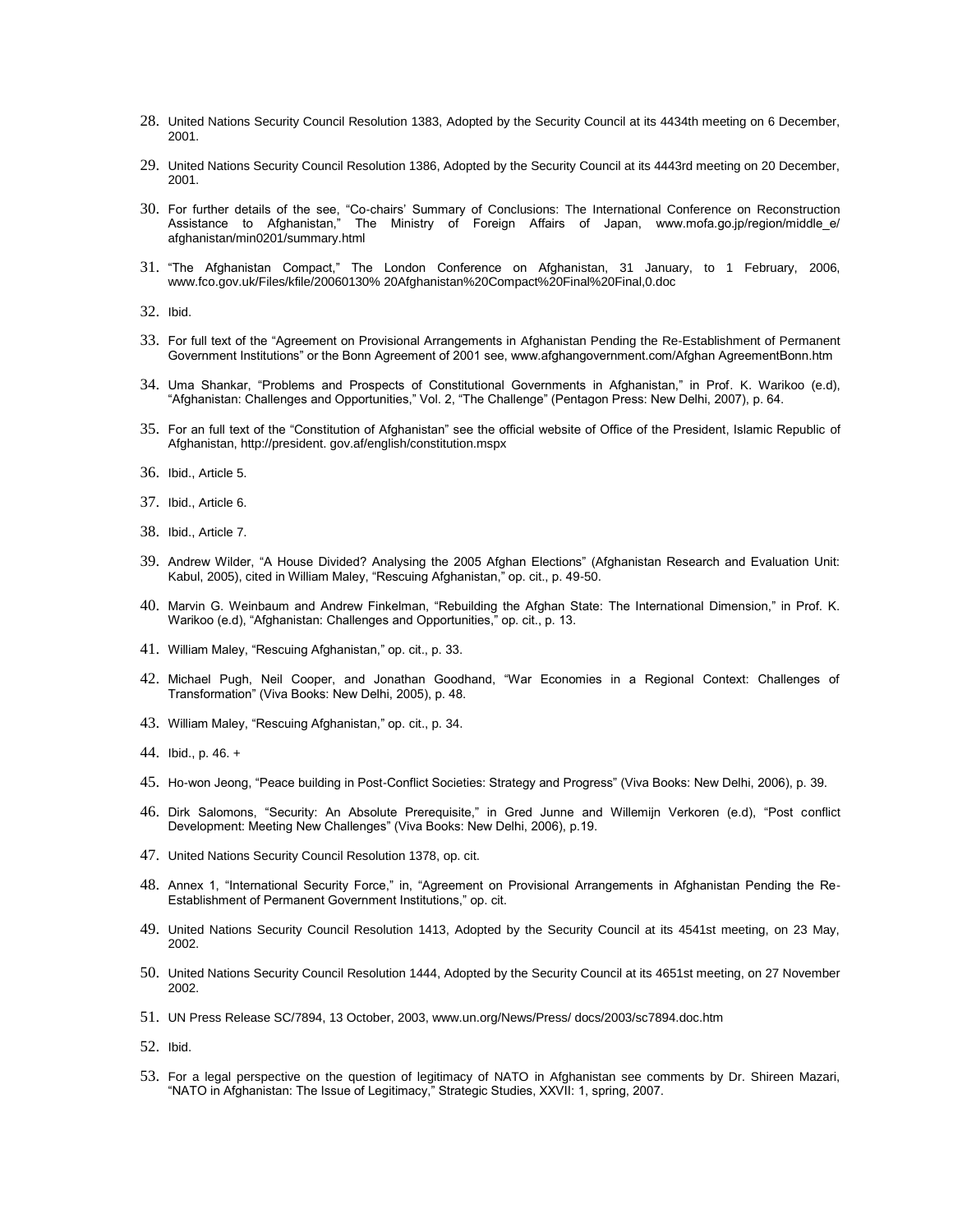28. United Nations Security Council Resolution 1383, Adopted by the Security Council at its 4434th meeting on 6 December, 2001.

29. United Nations Security Council Resolution 1386, Adopted by the Security Council at its 4443rd meeting on 20 December, 2001.

30. For further details of the see, "Co-chairs' Summary of Conclusions: The International Conference on Reconstruction Assistance to Afghanistan," The Ministry of Foreign Affairs of Japan, www.mofa.go.jp/region/middle_e/ afghanistan/min0201/summary.html

31. "The Afghanistan Compact," The London Conference on Afghanistan, 31 January, to 1 February, 2006, www.fco.gov.uk/Files/kfile/20060130% 20Afghanistan%20Compact%20Final%20Final,0.doc

32. Ibid.

33. For full text of the "Agreement on Provisional Arrangements in Afghanistan Pending the Re-Establishment of Permanent Government Institutions" or the Bonn Agreement of 2001 see, www.afghangovernment.com/Afghan AgreementBonn.htm

34. Uma Shankar, "Problems and Prospects of Constitutional Governments in Afghanistan," in Prof. K. Warikoo (e.d), "Afghanistan: Challenges and Opportunities," Vol. 2, "The Challenge" (Pentagon Press: New Delhi, 2007), p. 64.

35. For an full text of the "Constitution of Afghanistan" see the official website of Office of the President, Islamic Republic of Afghanistan, http://president. gov.af/english/constitution.mspx

36. Ibid., Article 5.

37. Ibid., Article 6.

38. Ibid., Article 7.

39. Andrew Wilder, "A House Divided? Analysing the 2005 Afghan Elections" (Afghanistan Research and Evaluation Unit: Kabul, 2005), cited in William Maley, "Rescuing Afghanistan," op. cit., p. 49-50.

40. Marvin G. Weinbaum and Andrew Finkelman, "Rebuilding the Afghan State: The International Dimension," in Prof. K. Warikoo (e.d), "Afghanistan: Challenges and Opportunities," op. cit., p. 13.

41. William Maley, "Rescuing Afghanistan," op. cit., p. 33.

42. Michael Pugh, Neil Cooper, and Jonathan Goodhand, "War Economies in a Regional Context: Challenges of Transformation" (Viva Books: New Delhi, 2005), p. 48.

43. William Maley, "Rescuing Afghanistan," op. cit., p. 34.

44. Ibid., p. 46. +

45. Ho-won Jeong, "Peace building in Post-Conflict Societies: Strategy and Progress" (Viva Books: New Delhi, 2006), p. 39.

46. Dirk Salomons, "Security: An Absolute Prerequisite," in Gred Junne and Willemijn Verkoren (e.d), "Post conflict Development: Meeting New Challenges" (Viva Books: New Delhi, 2006), p.19.

47. United Nations Security Council Resolution 1378, op. cit.

48. Annex 1, "International Security Force," in, "Agreement on Provisional Arrangements in Afghanistan Pending the Re-Establishment of Permanent Government Institutions," op. cit.

49. United Nations Security Council Resolution 1413, Adopted by the Security Council at its 4541st meeting, on 23 May, 2002.

50. United Nations Security Council Resolution 1444, Adopted by the Security Council at its 4651st meeting, on 27 November 2002.

51. UN Press Release SC/7894, 13 October, 2003, www.un.org/News/Press/ docs/2003/sc7894.doc.htm

52. Ibid.

53. For a legal perspective on the question of legitimacy of NATO in Afghanistan see comments by Dr. Shireen Mazari, "NATO in Afghanistan: The Issue of Legitimacy," Strategic Studies, XXVII: 1, spring, 2007.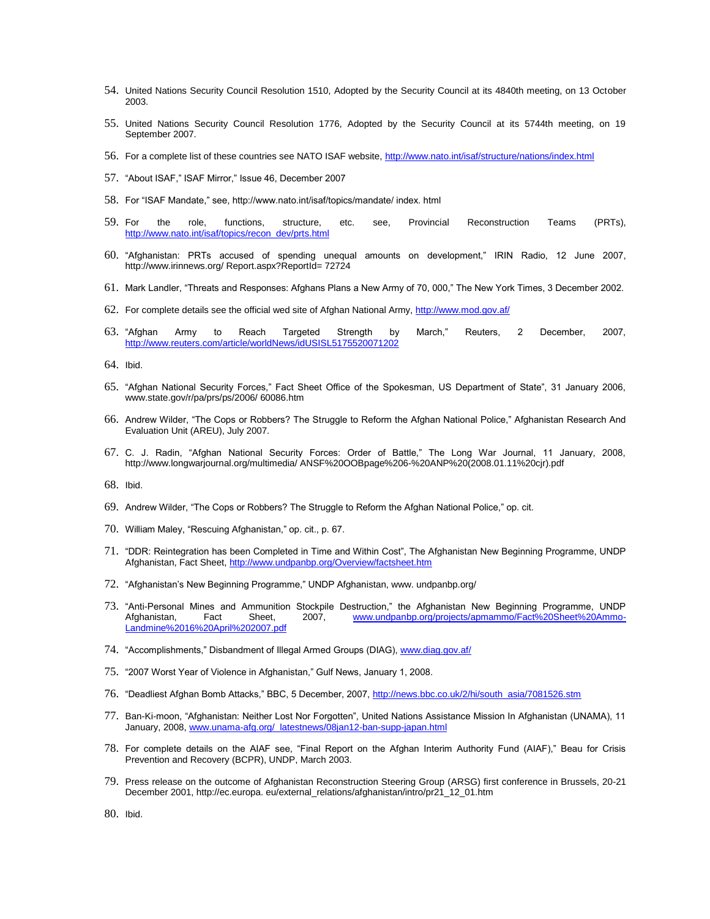54. United Nations Security Council Resolution 1510, Adopted by the Security Council at its 4840th meeting, on 13 October 2003.

55. United Nations Security Council Resolution 1776, Adopted by the Security Council at its 5744th meeting, on 19 September 2007.

56. For a complete list of these countries see NATO ISAF website, http://www.nato.int/isaf/structure/nations/index.html

57. "About ISAF," ISAF Mirror," Issue 46, December 2007

58. For "ISAF Mandate," see, http://www.nato.int/isaf/topics/mandate/ index. html

59. For the role, functions, structure, etc. see, Provincial Reconstruction Teams (PRTs), http://www.nato.int/isaf/topics/recon_dev/prts.html

60. "Afghanistan: PRTs accused of spending unequal amounts on development," IRIN Radio, 12 June 2007, http://www.irinnews.org/ Report.aspx?ReportId= 72724

61. Mark Landler, "Threats and Responses: Afghans Plans a New Army of 70, 000," The New York Times, 3 December 2002.

62. For complete details see the official wed site of Afghan National Army, http://www.mod.gov.af/

63. "Afghan Army to Reach Targeted Strength by March," Reuters, 2 December, 2007, http://www.reuters.com/article/worldNews/idUSISL5175520071202

64. Ibid.

65. "Afghan National Security Forces," Fact Sheet Office of the Spokesman, US Department of State", 31 January 2006, www.state.gov/r/pa/prs/ps/2006/ 60086.htm

66. Andrew Wilder, "The Cops or Robbers? The Struggle to Reform the Afghan National Police," Afghanistan Research And Evaluation Unit (AREU), July 2007.

67. C. J. Radin, "Afghan National Security Forces: Order of Battle," The Long War Journal, 11 January, 2008, http://www.longwarjournal.org/multimedia/ ANSF%20OOBpage%206-%20ANP%20(2008.01.11%20cjr).pdf

68. Ibid.

69. Andrew Wilder, "The Cops or Robbers? The Struggle to Reform the Afghan National Police," op. cit.

70. William Maley, "Rescuing Afghanistan," op. cit., p. 67.

71. "DDR: Reintegration has been Completed in Time and Within Cost", The Afghanistan New Beginning Programme, UNDP Afghanistan, Fact Sheet, http://www.undpanbp.org/Overview/factsheet.htm

72. "Afghanistan's New Beginning Programme," UNDP Afghanistan, www. undpanbp.org/

73. "Anti-Personal Mines and Ammunition Stockpile Destruction," the Afghanistan New Beginning Programme, UNDP Afghanistan, Fact Sheet, 2007, www.undpanbp.org/projects/apmammo/Fact%20Sheet%20Ammo-Landmine%2016%20April%202007.pdf

74. "Accomplishments," Disbandment of Illegal Armed Groups (DIAG), www.diag.gov.af/

75. "2007 Worst Year of Violence in Afghanistan," Gulf News, January 1, 2008.

76. "Deadliest Afghan Bomb Attacks," BBC, 5 December, 2007, http://news.bbc.co.uk/2/hi/south_asia/7081526.stm

77. Ban-Ki-moon, "Afghanistan: Neither Lost Nor Forgotten", United Nations Assistance Mission In Afghanistan (UNAMA), 11 January, 2008, www.unama-afg.org/_latestnews/08jan12-ban-supp-japan.html

78. For complete details on the AIAF see, "Final Report on the Afghan Interim Authority Fund (AIAF)," Beau for Crisis Prevention and Recovery (BCPR), UNDP, March 2003.

79. Press release on the outcome of Afghanistan Reconstruction Steering Group (ARSG) first conference in Brussels, 20-21 December 2001, http://ec.europa. eu/external_relations/afghanistan/intro/pr21_12_01.htm

80. Ibid.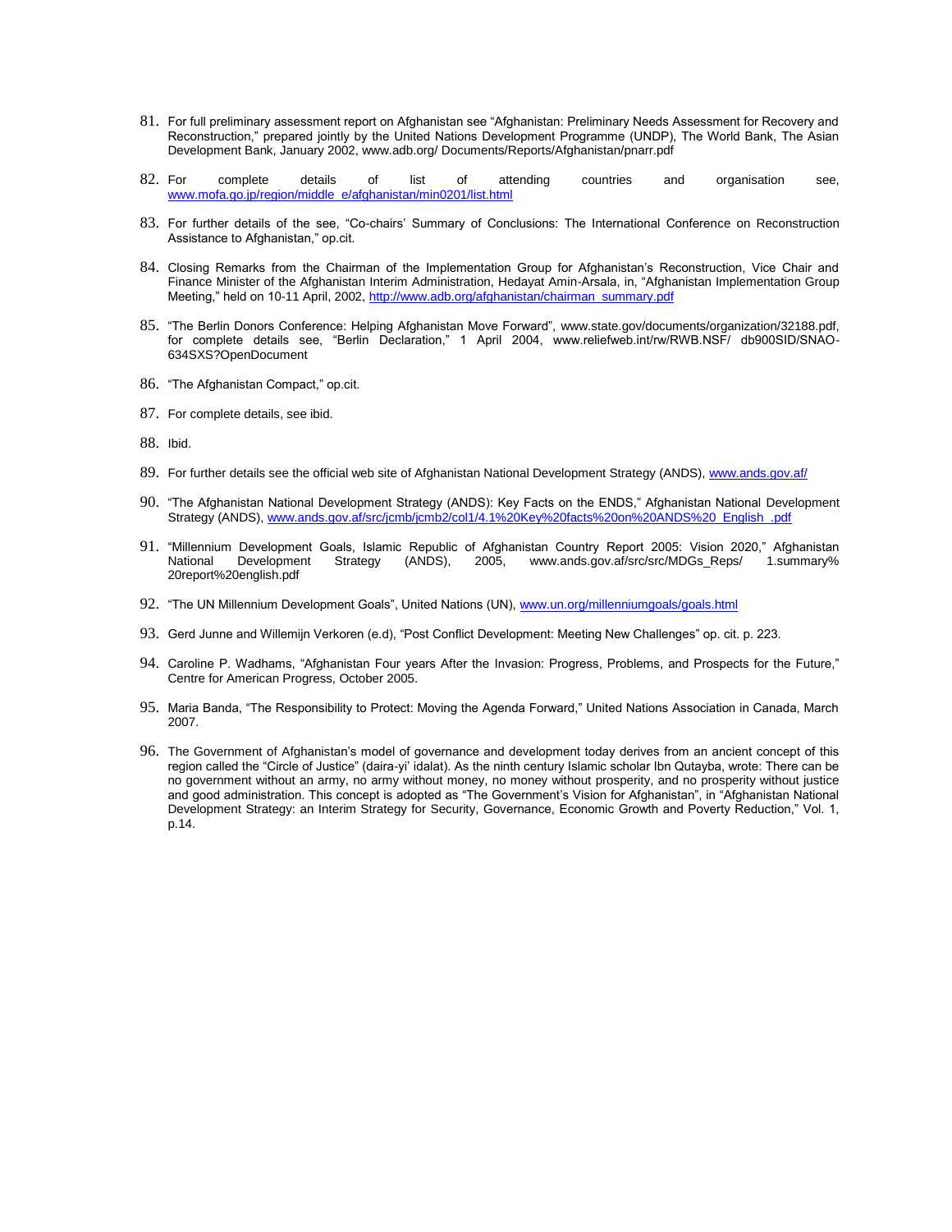81. For full preliminary assessment report on Afghanistan see "Afghanistan: Preliminary Needs Assessment for Recovery and Reconstruction," prepared jointly by the United Nations Development Programme (UNDP), The World Bank, The Asian Development Bank, January 2002, www.adb.org/ Documents/Reports/Afghanistan/pnarr.pdf

82. For complete details of list of attending countries and organisation see, www.mofa.go.jp/region/middle_e/afghanistan/min0201/list.html

83. For further details of the see, "Co-chairs' Summary of Conclusions: The International Conference on Reconstruction Assistance to Afghanistan," op.cit.

84. Closing Remarks from the Chairman of the Implementation Group for Afghanistan's Reconstruction, Vice Chair and Finance Minister of the Afghanistan Interim Administration, Hedayat Amin-Arsala, in, "Afghanistan Implementation Group Meeting," held on 10-11 April, 2002, http://www.adb.org/afghanistan/chairman_summary.pdf

85. "The Berlin Donors Conference: Helping Afghanistan Move Forward", www.state.gov/documents/organization/32188.pdf, for complete details see, "Berlin Declaration," 1 April 2004, www.reliefweb.int/rw/RWB.NSF/ db900SID/SNAO-634SXS?OpenDocument

86. "The Afghanistan Compact," op.cit.

87. For complete details, see ibid.

88. Ibid.

89. For further details see the official web site of Afghanistan National Development Strategy (ANDS), www.ands.gov.af/

90. "The Afghanistan National Development Strategy (ANDS): Key Facts on the ENDS," Afghanistan National Development Strategy (ANDS), www.ands.gov.af/src/jcmb/jcmb2/col1/4.1%20Key%20facts%20on%20ANDS%20_English_.pdf

91. "Millennium Development Goals, Islamic Republic of Afghanistan Country Report 2005: Vision 2020," Afghanistan National Development Strategy (ANDS), 2005, www.ands.gov.af/src/src/MDGs_Reps/ 1.summary%20report%20english.pdf

92. "The UN Millennium Development Goals", United Nations (UN), www.un.org/millenniumgoals/goals.html

93. Gerd Junne and Willemijn Verkoren (e.d), "Post Conflict Development: Meeting New Challenges" op. cit. p. 223.

94. Caroline P. Wadhams, "Afghanistan Four years After the Invasion: Progress, Problems, and Prospects for the Future," Centre for American Progress, October 2005.

95. Maria Banda, "The Responsibility to Protect: Moving the Agenda Forward," United Nations Association in Canada, March 2007.

96. The Government of Afghanistan's model of governance and development today derives from an ancient concept of this region called the "Circle of Justice" (daira-yi' idalat). As the ninth century Islamic scholar Ibn Qutayba, wrote: There can be no government without an army, no army without money, no money without prosperity, and no prosperity without justice and good administration. This concept is adopted as "The Government's Vision for Afghanistan", in "Afghanistan National Development Strategy: an Interim Strategy for Security, Governance, Economic Growth and Poverty Reduction," Vol. 1, p.14.